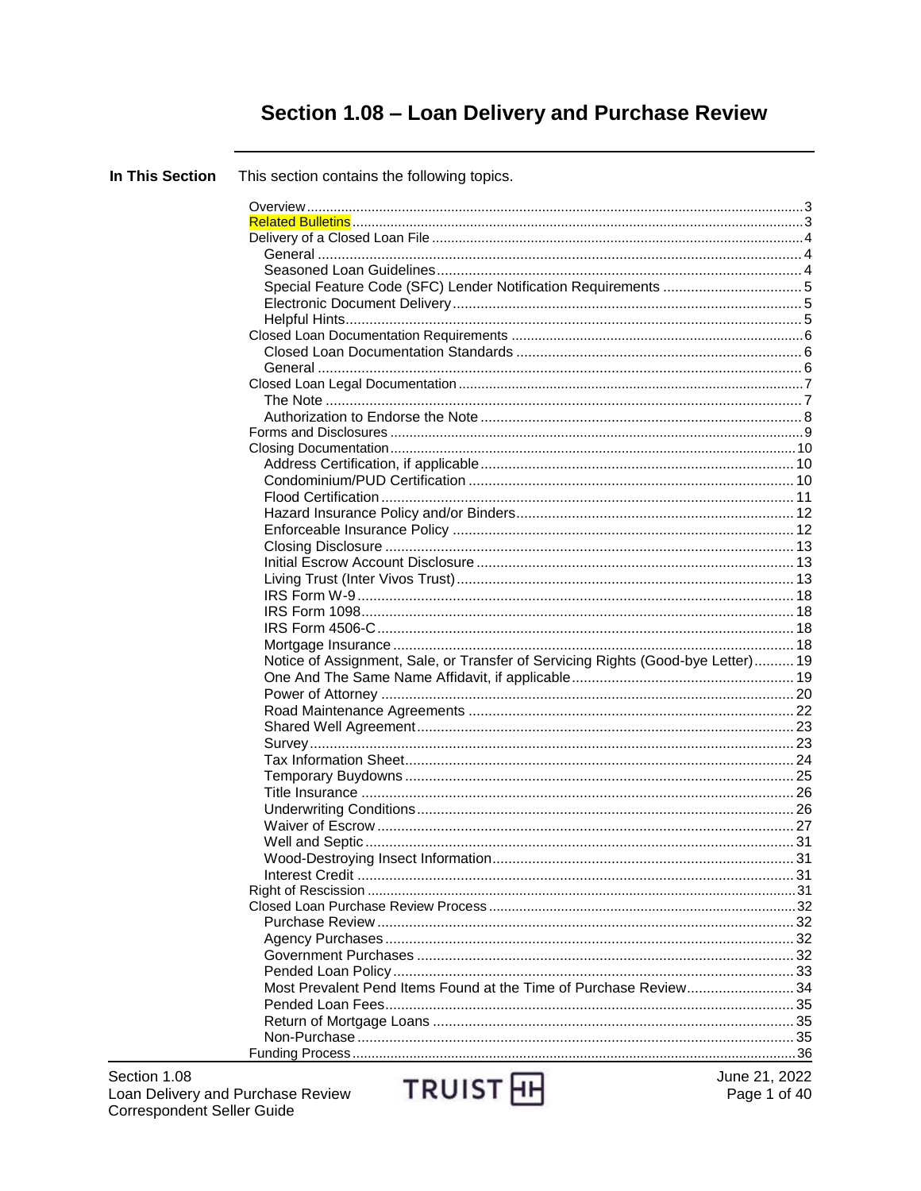# Section 1.08 – Loan Delivery and Purchase Review

**In This Section** This section contains the following topics.

- Overview ... 3
- Related Bulletins ... 3
- Delivery of a Closed Loan File ... 4
  - General ... 4
  - Seasoned Loan Guidelines ... 4
  - Special Feature Code (SFC) Lender Notification Requirements ... 5
  - Electronic Document Delivery ... 5
  - Helpful Hints ... 5
- Closed Loan Documentation Requirements ... 6
  - Closed Loan Documentation Standards ... 6
  - General ... 6
- Closed Loan Legal Documentation ... 7
  - The Note ... 7
  - Authorization to Endorse the Note ... 8
- Forms and Disclosures ... 9
- Closing Documentation ... 10
  - Address Certification, if applicable ... 10
  - Condominium/PUD Certification ... 10
  - Flood Certification ... 11
  - Hazard Insurance Policy and/or Binders ... 12
  - Enforceable Insurance Policy ... 12
  - Closing Disclosure ... 13
  - Initial Escrow Account Disclosure ... 13
  - Living Trust (Inter Vivos Trust) ... 13
  - IRS Form W-9 ... 18
  - IRS Form 1098 ... 18
  - IRS Form 4506-C ... 18
  - Mortgage Insurance ... 18
  - Notice of Assignment, Sale, or Transfer of Servicing Rights (Good-bye Letter) ... 19
  - One And The Same Name Affidavit, if applicable ... 19
  - Power of Attorney ... 20
  - Road Maintenance Agreements ... 22
  - Shared Well Agreement ... 23
  - Survey ... 23
  - Tax Information Sheet ... 24
  - Temporary Buydowns ... 25
  - Title Insurance ... 26
  - Underwriting Conditions ... 26
  - Waiver of Escrow ... 27
  - Well and Septic ... 31
  - Wood-Destroying Insect Information ... 31
  - Interest Credit ... 31
- Right of Rescission ... 31
- Closed Loan Purchase Review Process ... 32
  - Purchase Review ... 32
  - Agency Purchases ... 32
  - Government Purchases ... 32
  - Pended Loan Policy ... 33
  - Most Prevalent Pend Items Found at the Time of Purchase Review ... 34
  - Pended Loan Fees ... 35
  - Return of Mortgage Loans ... 35
  - Non-Purchase ... 35
- Funding Process ... 36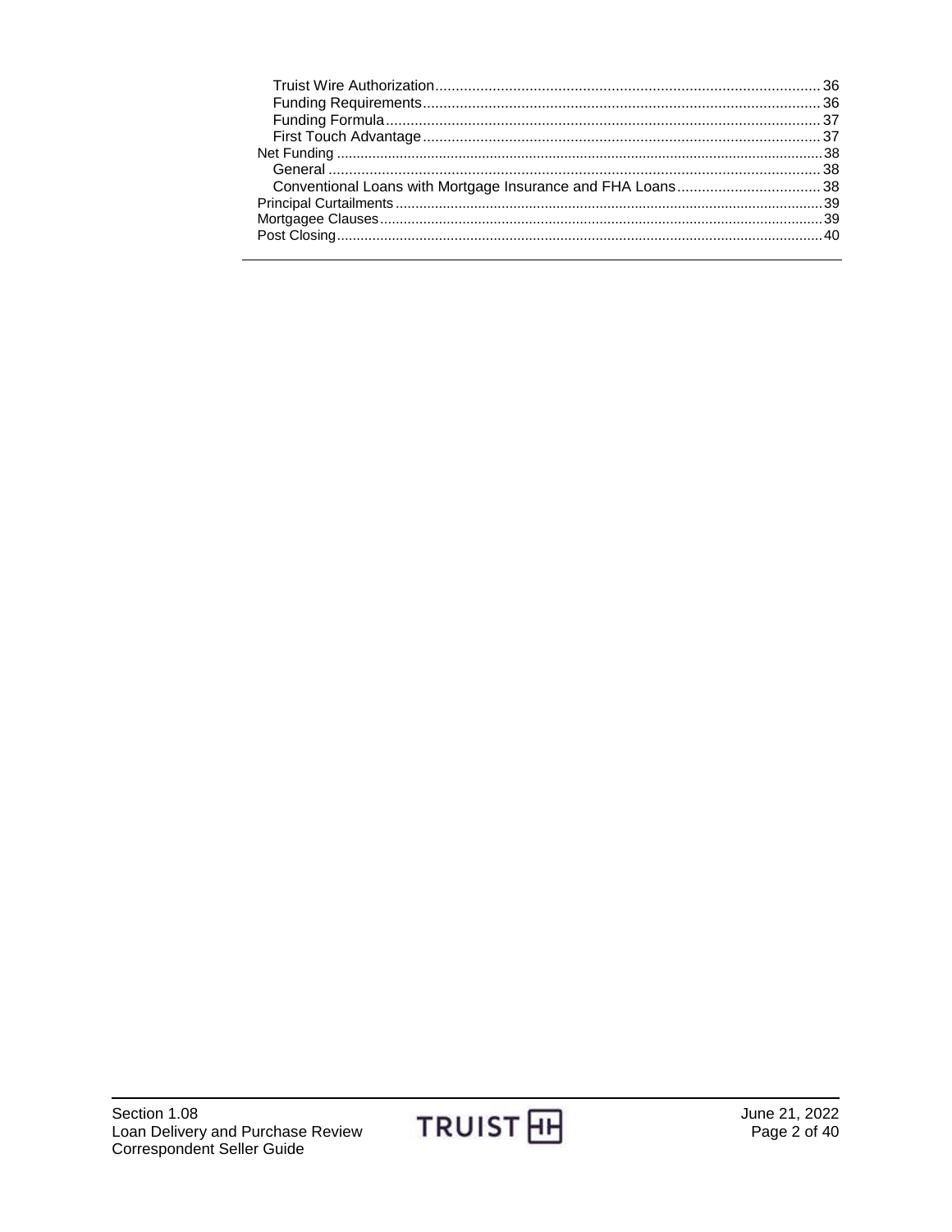- Truist Wire Authorization ........ 36
- Funding Requirements ........ 36
- Funding Formula ........ 37
- First Touch Advantage ........ 37

Net Funding ........ 38

- General ........ 38
- Conventional Loans with Mortgage Insurance and FHA Loans ........ 38

Principal Curtailments ........ 39

Mortgagee Clauses ........ 39

Post Closing ........ 40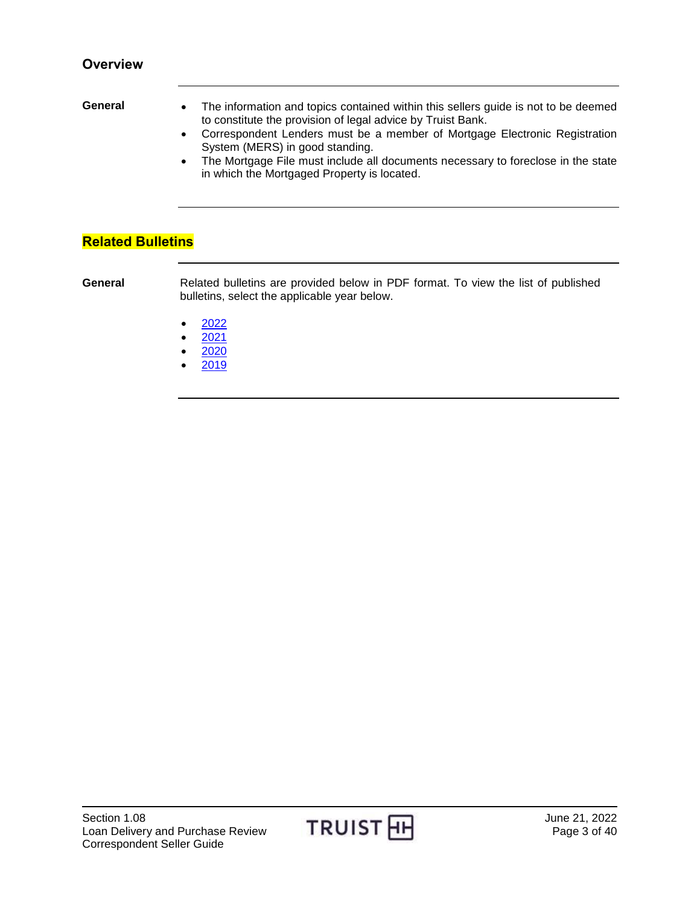## Overview

**General**

- The information and topics contained within this sellers guide is not to be deemed to constitute the provision of legal advice by Truist Bank.
- Correspondent Lenders must be a member of Mortgage Electronic Registration System (MERS) in good standing.
- The Mortgage File must include all documents necessary to foreclose in the state in which the Mortgaged Property is located.

## Related Bulletins

**General**

Related bulletins are provided below in PDF format. To view the list of published bulletins, select the applicable year below.

- 2022
- 2021
- 2020
- 2019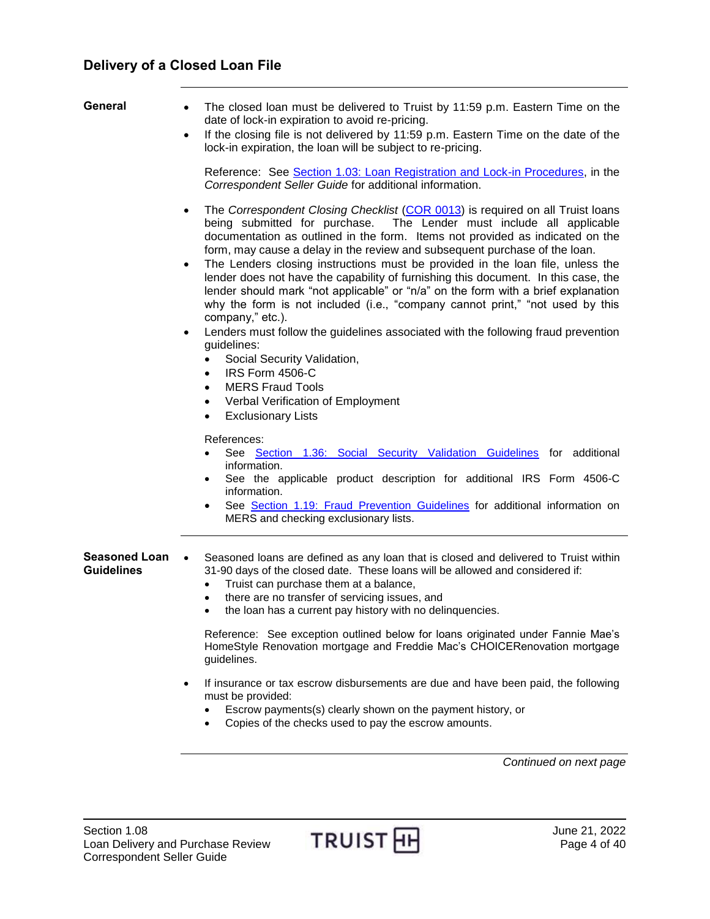## Delivery of a Closed Loan File

**General**

- The closed loan must be delivered to Truist by 11:59 p.m. Eastern Time on the date of lock-in expiration to avoid re-pricing.
- If the closing file is not delivered by 11:59 p.m. Eastern Time on the date of the lock-in expiration, the loan will be subject to re-pricing.

  Reference: See Section 1.03: Loan Registration and Lock-in Procedures, in the *Correspondent Seller Guide* for additional information.

- The *Correspondent Closing Checklist* (COR 0013) is required on all Truist loans being submitted for purchase. The Lender must include all applicable documentation as outlined in the form. Items not provided as indicated on the form, may cause a delay in the review and subsequent purchase of the loan.
- The Lenders closing instructions must be provided in the loan file, unless the lender does not have the capability of furnishing this document. In this case, the lender should mark "not applicable" or "n/a" on the form with a brief explanation why the form is not included (i.e., "company cannot print," "not used by this company," etc.).
- Lenders must follow the guidelines associated with the following fraud prevention guidelines:
  - Social Security Validation,
  - IRS Form 4506-C
  - MERS Fraud Tools
  - Verbal Verification of Employment
  - Exclusionary Lists

  References:
  - See Section 1.36: Social Security Validation Guidelines for additional information.
  - See the applicable product description for additional IRS Form 4506-C information.
  - See Section 1.19: Fraud Prevention Guidelines for additional information on MERS and checking exclusionary lists.

**Seasoned Loan Guidelines**

- Seasoned loans are defined as any loan that is closed and delivered to Truist within 31-90 days of the closed date. These loans will be allowed and considered if:
  - Truist can purchase them at a balance,
  - there are no transfer of servicing issues, and
  - the loan has a current pay history with no delinquencies.

  Reference: See exception outlined below for loans originated under Fannie Mae's HomeStyle Renovation mortgage and Freddie Mac's CHOICERenovation mortgage guidelines.

- If insurance or tax escrow disbursements are due and have been paid, the following must be provided:
  - Escrow payments(s) clearly shown on the payment history, or
  - Copies of the checks used to pay the escrow amounts.

*Continued on next page*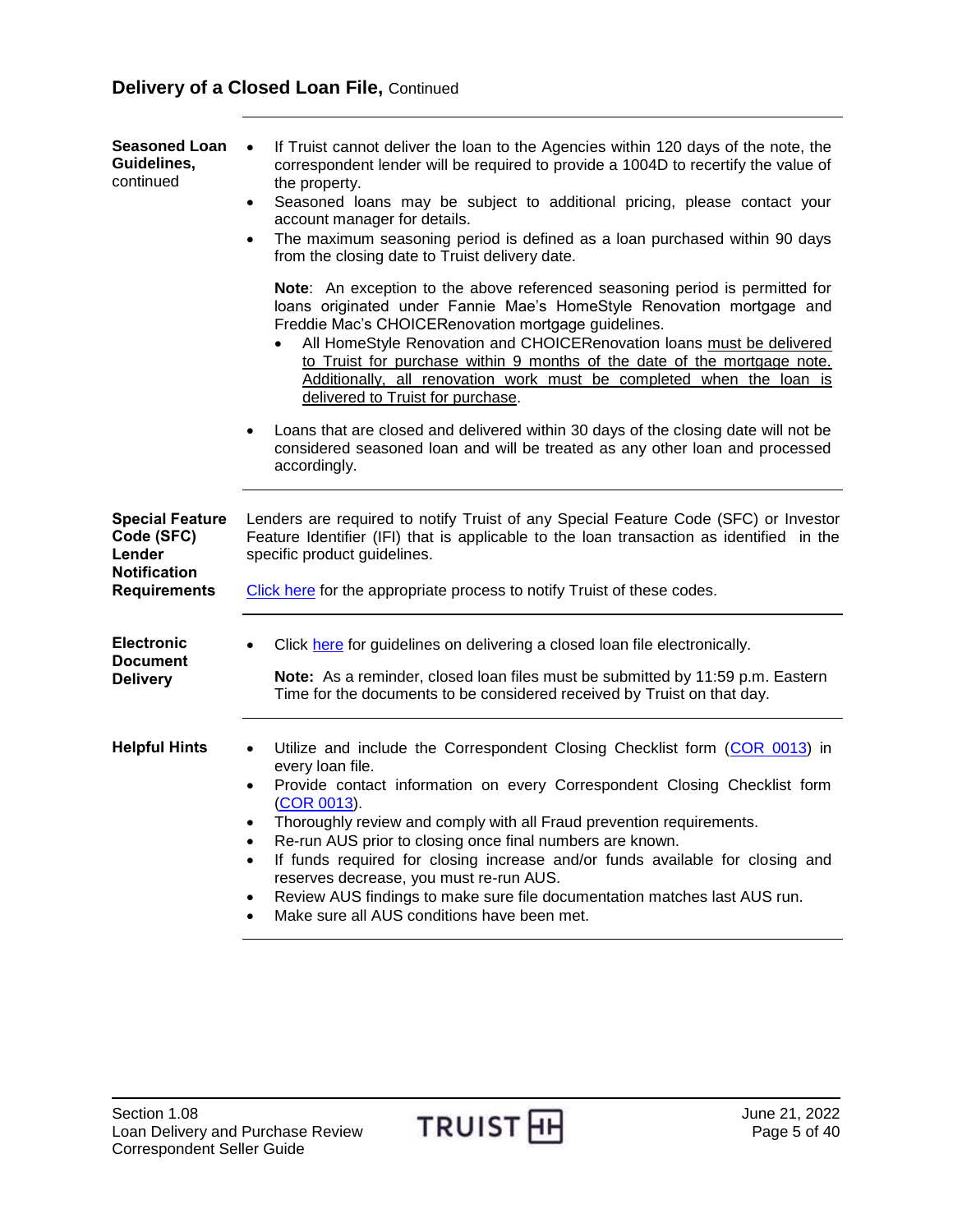## Delivery of a Closed Loan File, Continued

**Seasoned Loan Guidelines,** continued

- If Truist cannot deliver the loan to the Agencies within 120 days of the note, the correspondent lender will be required to provide a 1004D to recertify the value of the property.
- Seasoned loans may be subject to additional pricing, please contact your account manager for details.
- The maximum seasoning period is defined as a loan purchased within 90 days from the closing date to Truist delivery date.

  **Note**: An exception to the above referenced seasoning period is permitted for loans originated under Fannie Mae's HomeStyle Renovation mortgage and Freddie Mac's CHOICERenovation mortgage guidelines.

  - All HomeStyle Renovation and CHOICERenovation loans must be delivered to Truist for purchase within 9 months of the date of the mortgage note. Additionally, all renovation work must be completed when the loan is delivered to Truist for purchase.

- Loans that are closed and delivered within 30 days of the closing date will not be considered seasoned loan and will be treated as any other loan and processed accordingly.

**Special Feature Code (SFC) Lender Notification Requirements**

Lenders are required to notify Truist of any Special Feature Code (SFC) or Investor Feature Identifier (IFI) that is applicable to the loan transaction as identified in the specific product guidelines.

Click here for the appropriate process to notify Truist of these codes.

**Electronic Document Delivery**

- Click here for guidelines on delivering a closed loan file electronically.

  **Note:** As a reminder, closed loan files must be submitted by 11:59 p.m. Eastern Time for the documents to be considered received by Truist on that day.

**Helpful Hints**

- Utilize and include the Correspondent Closing Checklist form (COR 0013) in every loan file.
- Provide contact information on every Correspondent Closing Checklist form (COR 0013).
- Thoroughly review and comply with all Fraud prevention requirements.
- Re-run AUS prior to closing once final numbers are known.
- If funds required for closing increase and/or funds available for closing and reserves decrease, you must re-run AUS.
- Review AUS findings to make sure file documentation matches last AUS run.
- Make sure all AUS conditions have been met.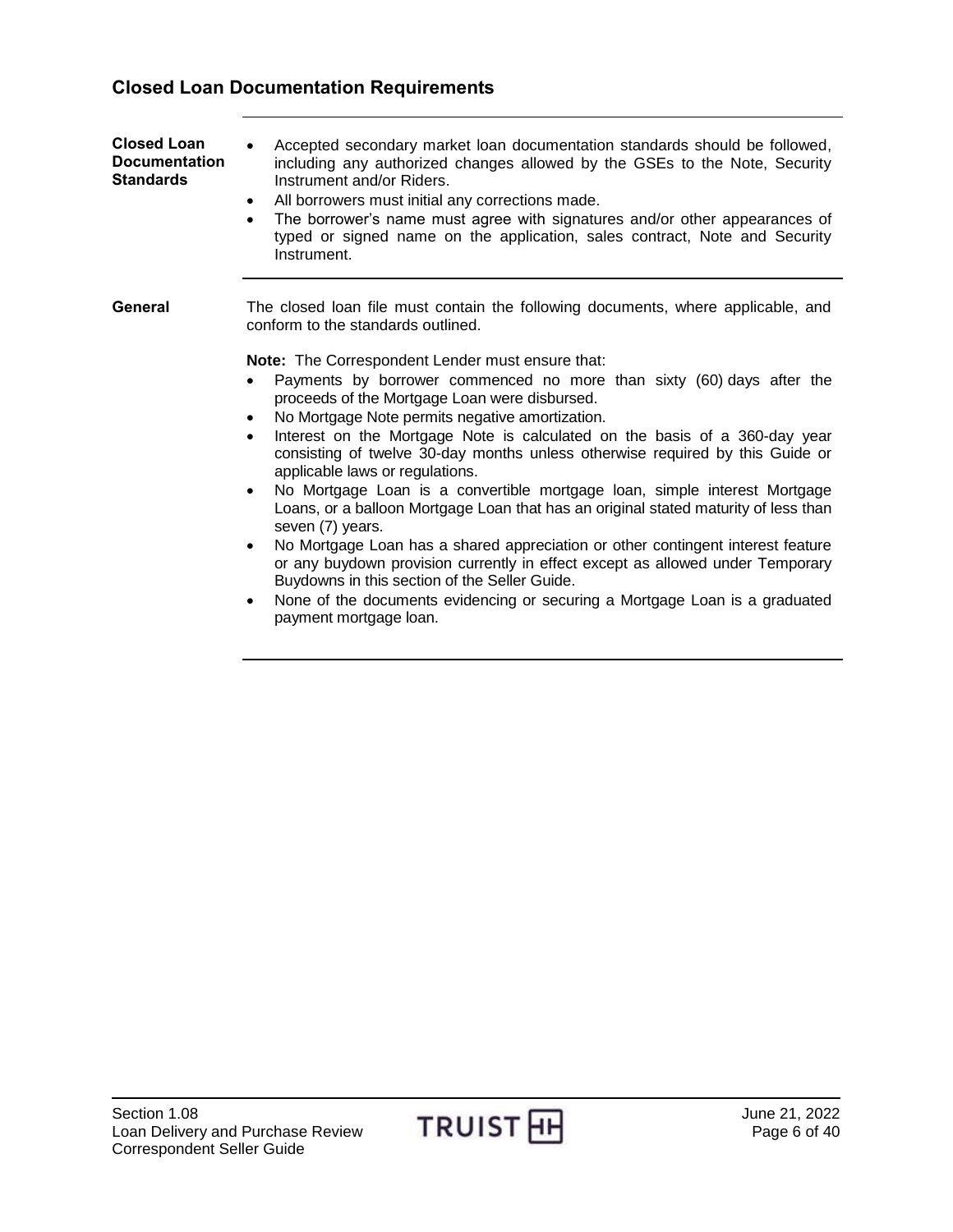## Closed Loan Documentation Requirements

**Closed Loan Documentation Standards**

- Accepted secondary market loan documentation standards should be followed, including any authorized changes allowed by the GSEs to the Note, Security Instrument and/or Riders.
- All borrowers must initial any corrections made.
- The borrower's name must agree with signatures and/or other appearances of typed or signed name on the application, sales contract, Note and Security Instrument.

**General**

The closed loan file must contain the following documents, where applicable, and conform to the standards outlined.

**Note:** The Correspondent Lender must ensure that:

- Payments by borrower commenced no more than sixty (60) days after the proceeds of the Mortgage Loan were disbursed.
- No Mortgage Note permits negative amortization.
- Interest on the Mortgage Note is calculated on the basis of a 360-day year consisting of twelve 30-day months unless otherwise required by this Guide or applicable laws or regulations.
- No Mortgage Loan is a convertible mortgage loan, simple interest Mortgage Loans, or a balloon Mortgage Loan that has an original stated maturity of less than seven (7) years.
- No Mortgage Loan has a shared appreciation or other contingent interest feature or any buydown provision currently in effect except as allowed under Temporary Buydowns in this section of the Seller Guide.
- None of the documents evidencing or securing a Mortgage Loan is a graduated payment mortgage loan.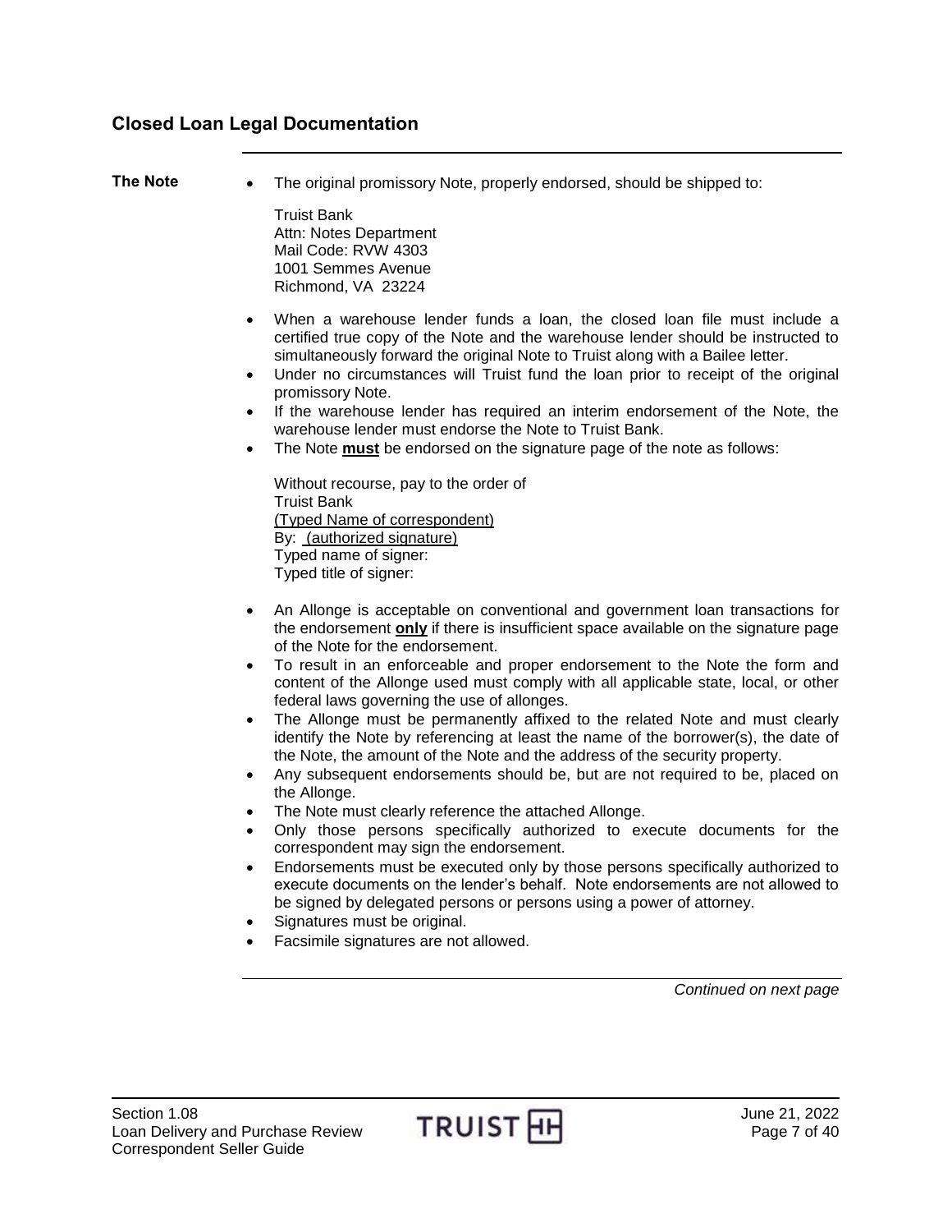## Closed Loan Legal Documentation

**The Note**

- The original promissory Note, properly endorsed, should be shipped to:

  Truist Bank
  Attn: Notes Department
  Mail Code: RVW 4303
  1001 Semmes Avenue
  Richmond, VA 23224

- When a warehouse lender funds a loan, the closed loan file must include a certified true copy of the Note and the warehouse lender should be instructed to simultaneously forward the original Note to Truist along with a Bailee letter.
- Under no circumstances will Truist fund the loan prior to receipt of the original promissory Note.
- If the warehouse lender has required an interim endorsement of the Note, the warehouse lender must endorse the Note to Truist Bank.
- The Note **must** be endorsed on the signature page of the note as follows:

  Without recourse, pay to the order of
  Truist Bank
  (Typed Name of correspondent)
  By: (authorized signature)
  Typed name of signer:
  Typed title of signer:

- An Allonge is acceptable on conventional and government loan transactions for the endorsement **only** if there is insufficient space available on the signature page of the Note for the endorsement.
- To result in an enforceable and proper endorsement to the Note the form and content of the Allonge used must comply with all applicable state, local, or other federal laws governing the use of allonges.
- The Allonge must be permanently affixed to the related Note and must clearly identify the Note by referencing at least the name of the borrower(s), the date of the Note, the amount of the Note and the address of the security property.
- Any subsequent endorsements should be, but are not required to be, placed on the Allonge.
- The Note must clearly reference the attached Allonge.
- Only those persons specifically authorized to execute documents for the correspondent may sign the endorsement.
- Endorsements must be executed only by those persons specifically authorized to execute documents on the lender's behalf. Note endorsements are not allowed to be signed by delegated persons or persons using a power of attorney.
- Signatures must be original.
- Facsimile signatures are not allowed.

*Continued on next page*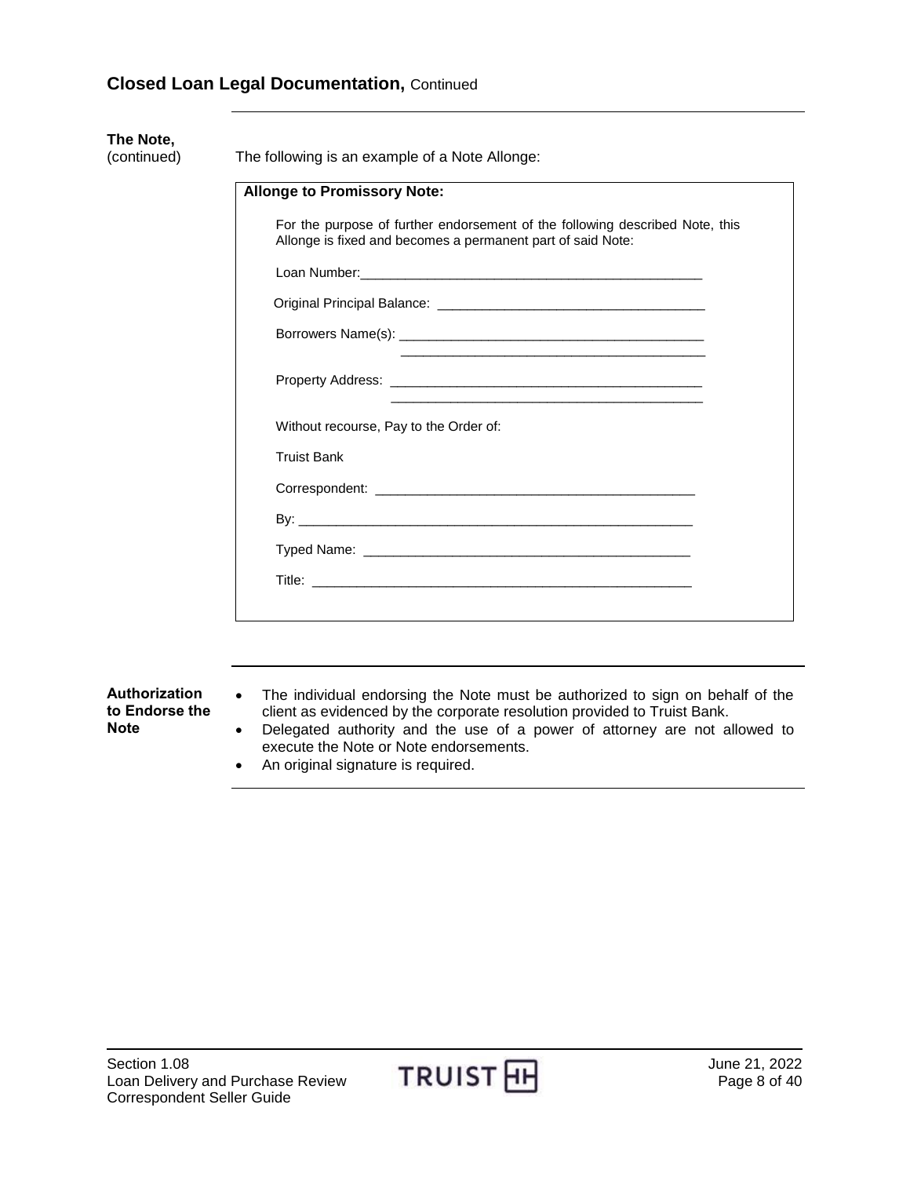## Closed Loan Legal Documentation, Continued

**The Note,** (continued)

The following is an example of a Note Allonge:

> **Allonge to Promissory Note:**
>
> For the purpose of further endorsement of the following described Note, this Allonge is fixed and becomes a permanent part of said Note:
>
> Loan Number:_______________________________________________
>
> Original Principal Balance: ____________________________________
>
> Borrowers Name(s): _________________________________________
> _________________________________________
>
> Property Address: __________________________________________
> __________________________________________
>
> Without recourse, Pay to the Order of:
>
> Truist Bank
>
> Correspondent: ____________________________________________
>
> By: ______________________________________________________
>
> Typed Name: ______________________________________________
>
> Title: _____________________________________________________

**Authorization to Endorse the Note**

- The individual endorsing the Note must be authorized to sign on behalf of the client as evidenced by the corporate resolution provided to Truist Bank.
- Delegated authority and the use of a power of attorney are not allowed to execute the Note or Note endorsements.
- An original signature is required.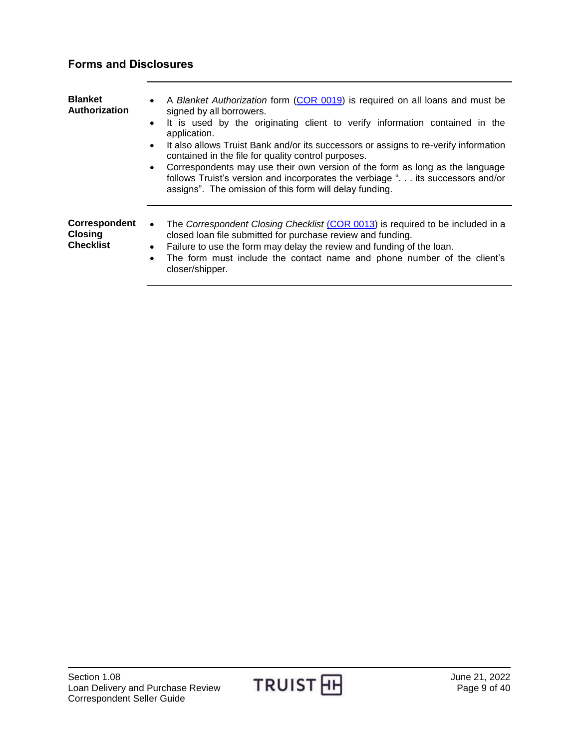## Forms and Disclosures

**Blanket Authorization**

- A *Blanket Authorization* form (COR 0019) is required on all loans and must be signed by all borrowers.
- It is used by the originating client to verify information contained in the application.
- It also allows Truist Bank and/or its successors or assigns to re-verify information contained in the file for quality control purposes.
- Correspondents may use their own version of the form as long as the language follows Truist's version and incorporates the verbiage ". . . its successors and/or assigns". The omission of this form will delay funding.

**Correspondent Closing Checklist**

- The *Correspondent Closing Checklist* (COR 0013) is required to be included in a closed loan file submitted for purchase review and funding.
- Failure to use the form may delay the review and funding of the loan.
- The form must include the contact name and phone number of the client's closer/shipper.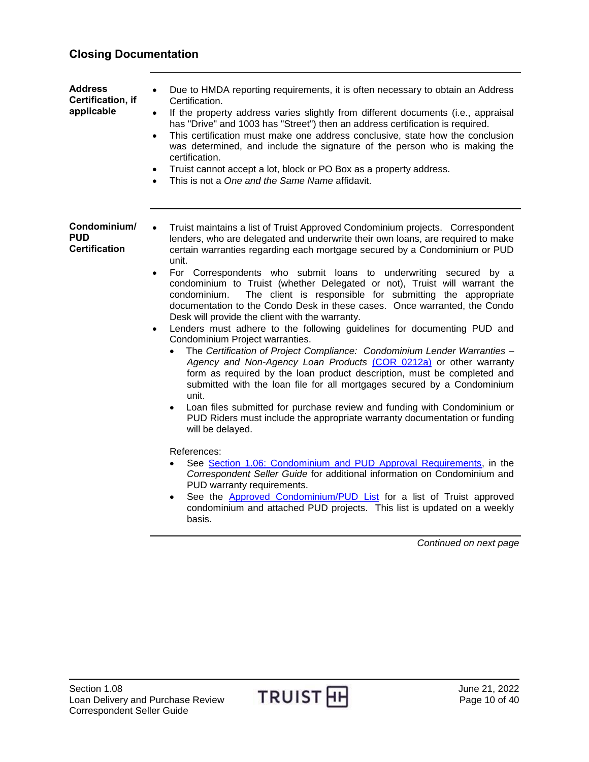## Closing Documentation

**Address Certification, if applicable**

- Due to HMDA reporting requirements, it is often necessary to obtain an Address Certification.
- If the property address varies slightly from different documents (i.e., appraisal has "Drive" and 1003 has "Street") then an address certification is required.
- This certification must make one address conclusive, state how the conclusion was determined, and include the signature of the person who is making the certification.
- Truist cannot accept a lot, block or PO Box as a property address.
- This is not a *One and the Same Name* affidavit.

**Condominium/ PUD Certification**

- Truist maintains a list of Truist Approved Condominium projects. Correspondent lenders, who are delegated and underwrite their own loans, are required to make certain warranties regarding each mortgage secured by a Condominium or PUD unit.
- For Correspondents who submit loans to underwriting secured by a condominium to Truist (whether Delegated or not), Truist will warrant the condominium. The client is responsible for submitting the appropriate documentation to the Condo Desk in these cases. Once warranted, the Condo Desk will provide the client with the warranty.
- Lenders must adhere to the following guidelines for documenting PUD and Condominium Project warranties.
  - The *Certification of Project Compliance: Condominium Lender Warranties – Agency and Non-Agency Loan Products* (COR 0212a) or other warranty form as required by the loan product description, must be completed and submitted with the loan file for all mortgages secured by a Condominium unit.
  - Loan files submitted for purchase review and funding with Condominium or PUD Riders must include the appropriate warranty documentation or funding will be delayed.

References:

- See Section 1.06: Condominium and PUD Approval Requirements, in the *Correspondent Seller Guide* for additional information on Condominium and PUD warranty requirements.
- See the Approved Condominium/PUD List for a list of Truist approved condominium and attached PUD projects. This list is updated on a weekly basis.

*Continued on next page*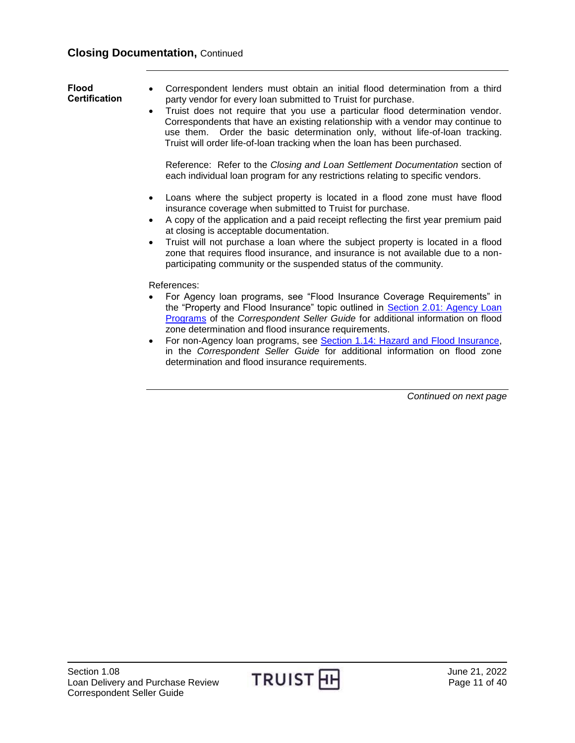## Closing Documentation, Continued

### Flood Certification

- Correspondent lenders must obtain an initial flood determination from a third party vendor for every loan submitted to Truist for purchase.
- Truist does not require that you use a particular flood determination vendor. Correspondents that have an existing relationship with a vendor may continue to use them. Order the basic determination only, without life-of-loan tracking. Truist will order life-of-loan tracking when the loan has been purchased.

  Reference: Refer to the *Closing and Loan Settlement Documentation* section of each individual loan program for any restrictions relating to specific vendors.

- Loans where the subject property is located in a flood zone must have flood insurance coverage when submitted to Truist for purchase.
- A copy of the application and a paid receipt reflecting the first year premium paid at closing is acceptable documentation.
- Truist will not purchase a loan where the subject property is located in a flood zone that requires flood insurance, and insurance is not available due to a non-participating community or the suspended status of the community.

References:

- For Agency loan programs, see "Flood Insurance Coverage Requirements" in the "Property and Flood Insurance" topic outlined in Section 2.01: Agency Loan Programs of the *Correspondent Seller Guide* for additional information on flood zone determination and flood insurance requirements.
- For non-Agency loan programs, see Section 1.14: Hazard and Flood Insurance, in the *Correspondent Seller Guide* for additional information on flood zone determination and flood insurance requirements.

*Continued on next page*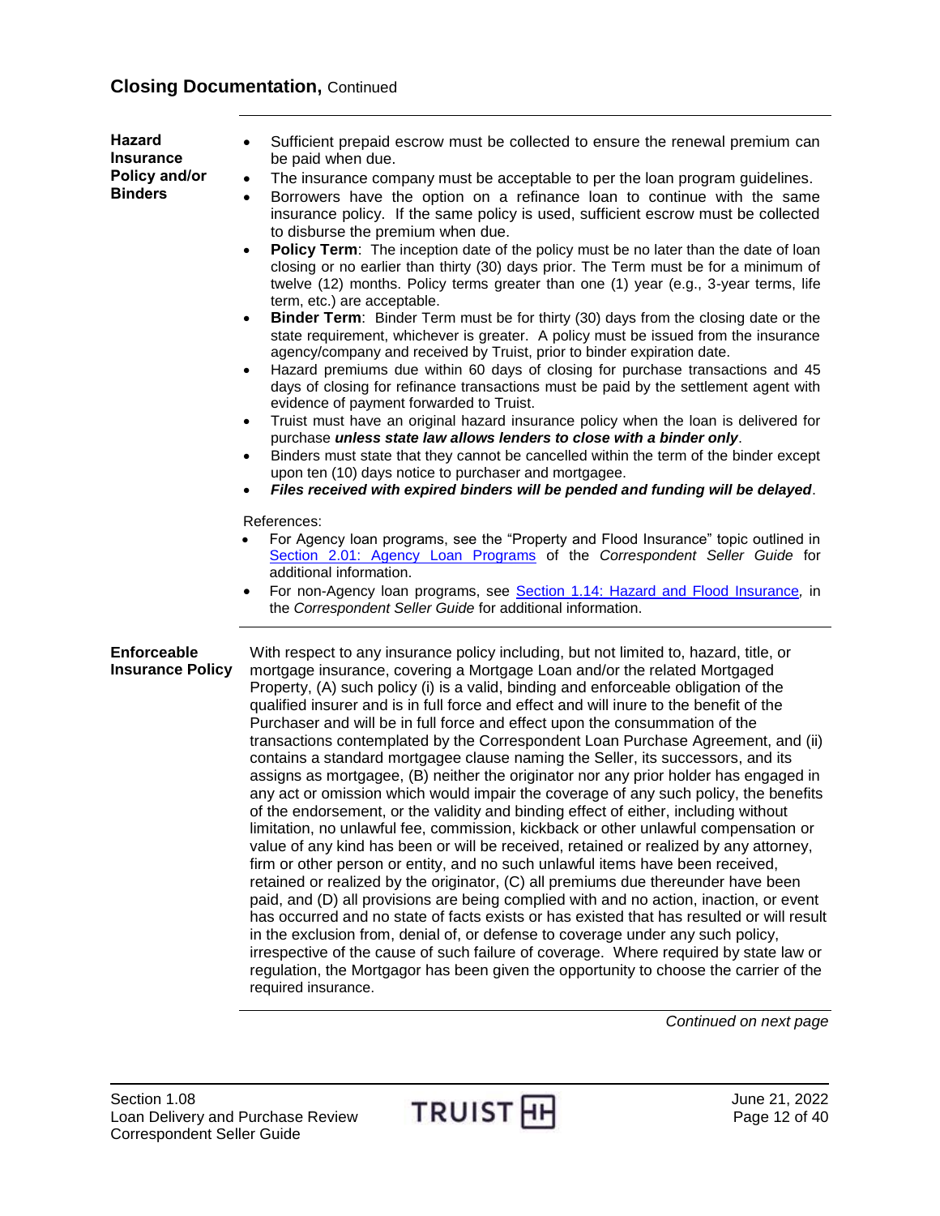## Closing Documentation, Continued

### Hazard Insurance Policy and/or Binders

- Sufficient prepaid escrow must be collected to ensure the renewal premium can be paid when due.
- The insurance company must be acceptable to per the loan program guidelines.
- Borrowers have the option on a refinance loan to continue with the same insurance policy. If the same policy is used, sufficient escrow must be collected to disburse the premium when due.
- **Policy Term**: The inception date of the policy must be no later than the date of loan closing or no earlier than thirty (30) days prior. The Term must be for a minimum of twelve (12) months. Policy terms greater than one (1) year (e.g., 3-year terms, life term, etc.) are acceptable.
- **Binder Term**: Binder Term must be for thirty (30) days from the closing date or the state requirement, whichever is greater. A policy must be issued from the insurance agency/company and received by Truist, prior to binder expiration date.
- Hazard premiums due within 60 days of closing for purchase transactions and 45 days of closing for refinance transactions must be paid by the settlement agent with evidence of payment forwarded to Truist.
- Truist must have an original hazard insurance policy when the loan is delivered for purchase ***unless state law allows lenders to close with a binder only***.
- Binders must state that they cannot be cancelled within the term of the binder except upon ten (10) days notice to purchaser and mortgagee.
- ***Files received with expired binders will be pended and funding will be delayed***.

References:

- For Agency loan programs, see the "Property and Flood Insurance" topic outlined in Section 2.01: Agency Loan Programs of the *Correspondent Seller Guide* for additional information.
- For non-Agency loan programs, see Section 1.14: Hazard and Flood Insurance, in the *Correspondent Seller Guide* for additional information.

### Enforceable Insurance Policy

With respect to any insurance policy including, but not limited to, hazard, title, or mortgage insurance, covering a Mortgage Loan and/or the related Mortgaged Property, (A) such policy (i) is a valid, binding and enforceable obligation of the qualified insurer and is in full force and effect and will inure to the benefit of the Purchaser and will be in full force and effect upon the consummation of the transactions contemplated by the Correspondent Loan Purchase Agreement, and (ii) contains a standard mortgagee clause naming the Seller, its successors, and its assigns as mortgagee, (B) neither the originator nor any prior holder has engaged in any act or omission which would impair the coverage of any such policy, the benefits of the endorsement, or the validity and binding effect of either, including without limitation, no unlawful fee, commission, kickback or other unlawful compensation or value of any kind has been or will be received, retained or realized by any attorney, firm or other person or entity, and no such unlawful items have been received, retained or realized by the originator, (C) all premiums due thereunder have been paid, and (D) all provisions are being complied with and no action, inaction, or event has occurred and no state of facts exists or has existed that has resulted or will result in the exclusion from, denial of, or defense to coverage under any such policy, irrespective of the cause of such failure of coverage. Where required by state law or regulation, the Mortgagor has been given the opportunity to choose the carrier of the required insurance.

*Continued on next page*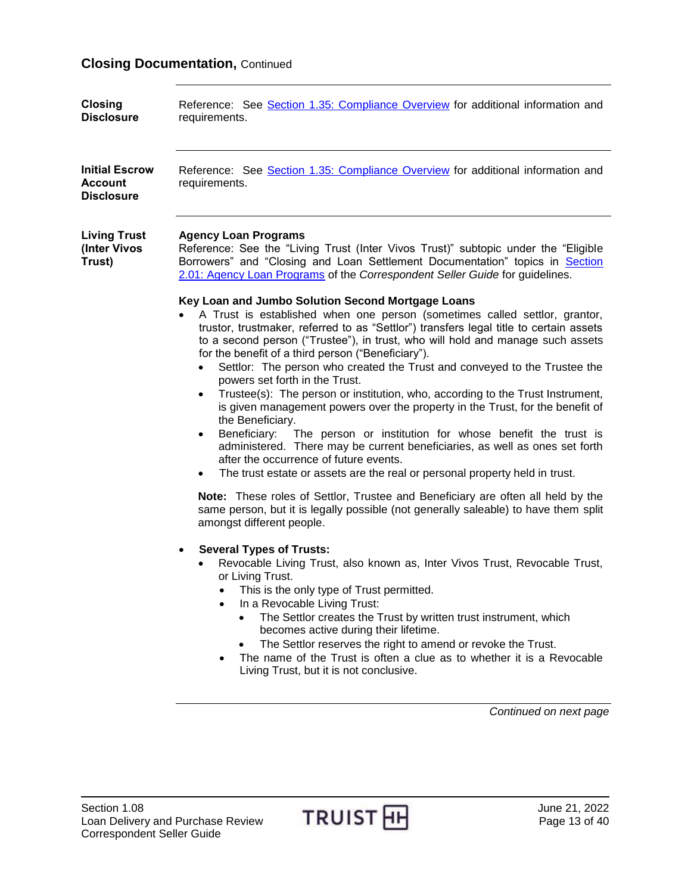## Closing Documentation, Continued

**Closing Disclosure**

Reference: See Section 1.35: Compliance Overview for additional information and requirements.

**Initial Escrow Account Disclosure**

Reference: See Section 1.35: Compliance Overview for additional information and requirements.

**Living Trust (Inter Vivos Trust)**

**Agency Loan Programs**
Reference: See the "Living Trust (Inter Vivos Trust)" subtopic under the "Eligible Borrowers" and "Closing and Loan Settlement Documentation" topics in Section 2.01: Agency Loan Programs of the *Correspondent Seller Guide* for guidelines.

**Key Loan and Jumbo Solution Second Mortgage Loans**

- A Trust is established when one person (sometimes called settlor, grantor, trustor, trustmaker, referred to as "Settlor") transfers legal title to certain assets to a second person ("Trustee"), in trust, who will hold and manage such assets for the benefit of a third person ("Beneficiary").
  - Settlor: The person who created the Trust and conveyed to the Trustee the powers set forth in the Trust.
  - Trustee(s): The person or institution, who, according to the Trust Instrument, is given management powers over the property in the Trust, for the benefit of the Beneficiary.
  - Beneficiary: The person or institution for whose benefit the trust is administered. There may be current beneficiaries, as well as ones set forth after the occurrence of future events.
  - The trust estate or assets are the real or personal property held in trust.

  **Note:** These roles of Settlor, Trustee and Beneficiary are often all held by the same person, but it is legally possible (not generally saleable) to have them split amongst different people.

- **Several Types of Trusts:**
  - Revocable Living Trust, also known as, Inter Vivos Trust, Revocable Trust, or Living Trust.
    - This is the only type of Trust permitted.
    - In a Revocable Living Trust:
      - The Settlor creates the Trust by written trust instrument, which becomes active during their lifetime.
      - The Settlor reserves the right to amend or revoke the Trust.
    - The name of the Trust is often a clue as to whether it is a Revocable Living Trust, but it is not conclusive.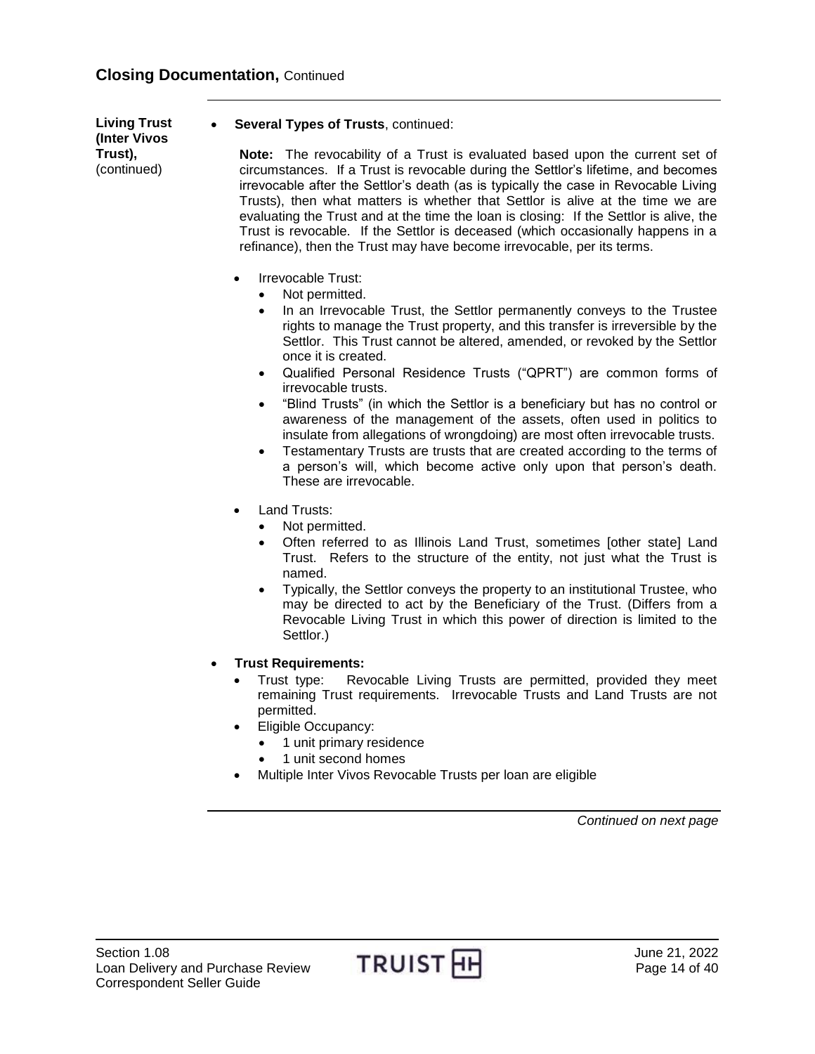## Closing Documentation, Continued

**Living Trust (Inter Vivos Trust),** (continued)

- **Several Types of Trusts**, continued:

  **Note:** The revocability of a Trust is evaluated based upon the current set of circumstances. If a Trust is revocable during the Settlor's lifetime, and becomes irrevocable after the Settlor's death (as is typically the case in Revocable Living Trusts), then what matters is whether that Settlor is alive at the time we are evaluating the Trust and at the time the loan is closing: If the Settlor is alive, the Trust is revocable. If the Settlor is deceased (which occasionally happens in a refinance), then the Trust may have become irrevocable, per its terms.

  - Irrevocable Trust:
    - Not permitted.
    - In an Irrevocable Trust, the Settlor permanently conveys to the Trustee rights to manage the Trust property, and this transfer is irreversible by the Settlor. This Trust cannot be altered, amended, or revoked by the Settlor once it is created.
    - Qualified Personal Residence Trusts ("QPRT") are common forms of irrevocable trusts.
    - "Blind Trusts" (in which the Settlor is a beneficiary but has no control or awareness of the management of the assets, often used in politics to insulate from allegations of wrongdoing) are most often irrevocable trusts.
    - Testamentary Trusts are trusts that are created according to the terms of a person's will, which become active only upon that person's death. These are irrevocable.
  - Land Trusts:
    - Not permitted.
    - Often referred to as Illinois Land Trust, sometimes [other state] Land Trust. Refers to the structure of the entity, not just what the Trust is named.
    - Typically, the Settlor conveys the property to an institutional Trustee, who may be directed to act by the Beneficiary of the Trust. (Differs from a Revocable Living Trust in which this power of direction is limited to the Settlor.)

- **Trust Requirements:**
  - Trust type: Revocable Living Trusts are permitted, provided they meet remaining Trust requirements. Irrevocable Trusts and Land Trusts are not permitted.
  - Eligible Occupancy:
    - 1 unit primary residence
    - 1 unit second homes
  - Multiple Inter Vivos Revocable Trusts per loan are eligible

*Continued on next page*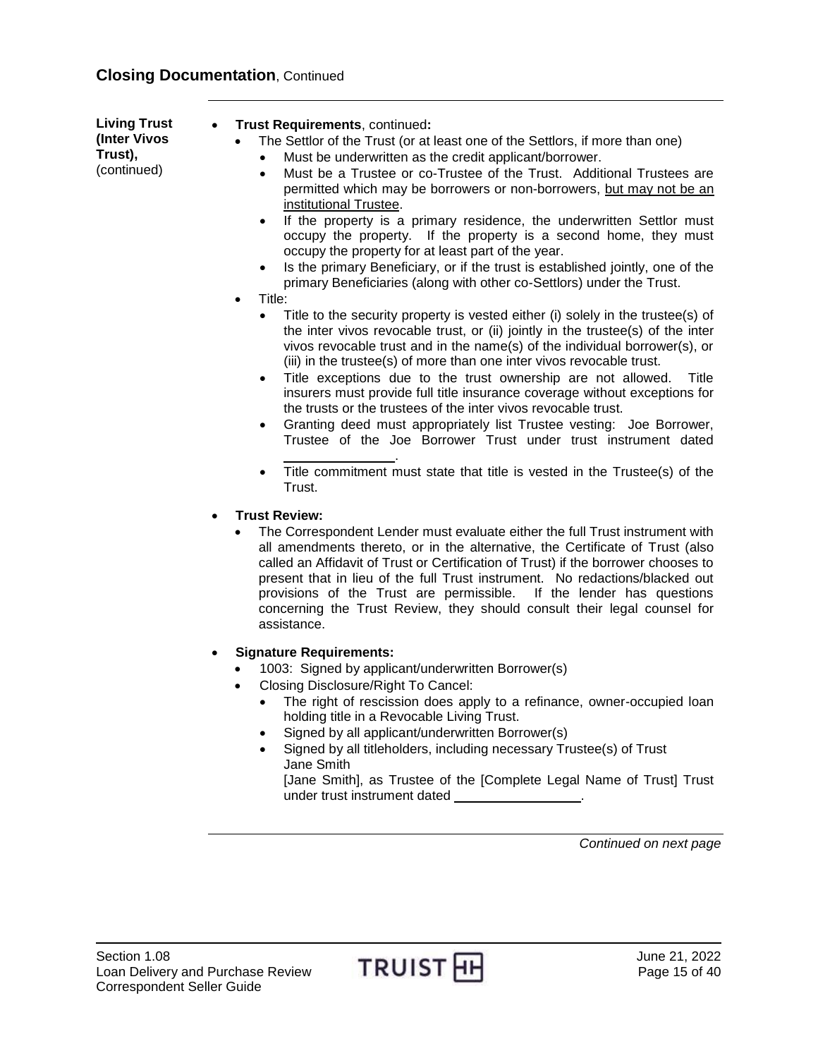## Closing Documentation, Continued

**Living Trust (Inter Vivos Trust),** (continued)

- **Trust Requirements**, continued**:**
  - The Settlor of the Trust (or at least one of the Settlors, if more than one)
    - Must be underwritten as the credit applicant/borrower.
    - Must be a Trustee or co-Trustee of the Trust. Additional Trustees are permitted which may be borrowers or non-borrowers, <u>but may not be an institutional Trustee</u>.
    - If the property is a primary residence, the underwritten Settlor must occupy the property. If the property is a second home, they must occupy the property for at least part of the year.
    - Is the primary Beneficiary, or if the trust is established jointly, one of the primary Beneficiaries (along with other co-Settlors) under the Trust.
  - Title:
    - Title to the security property is vested either (i) solely in the trustee(s) of the inter vivos revocable trust, or (ii) jointly in the trustee(s) of the inter vivos revocable trust and in the name(s) of the individual borrower(s), or (iii) in the trustee(s) of more than one inter vivos revocable trust.
    - Title exceptions due to the trust ownership are not allowed. Title insurers must provide full title insurance coverage without exceptions for the trusts or the trustees of the inter vivos revocable trust.
    - Granting deed must appropriately list Trustee vesting: Joe Borrower, Trustee of the Joe Borrower Trust under trust instrument dated ______________.
    - Title commitment must state that title is vested in the Trustee(s) of the Trust.

- **Trust Review:**
  - The Correspondent Lender must evaluate either the full Trust instrument with all amendments thereto, or in the alternative, the Certificate of Trust (also called an Affidavit of Trust or Certification of Trust) if the borrower chooses to present that in lieu of the full Trust instrument. No redactions/blacked out provisions of the Trust are permissible. If the lender has questions concerning the Trust Review, they should consult their legal counsel for assistance.

- **Signature Requirements:**
  - 1003: Signed by applicant/underwritten Borrower(s)
  - Closing Disclosure/Right To Cancel:
    - The right of rescission does apply to a refinance, owner-occupied loan holding title in a Revocable Living Trust.
    - Signed by all applicant/underwritten Borrower(s)
    - Signed by all titleholders, including necessary Trustee(s) of Trust
      Jane Smith
      [Jane Smith], as Trustee of the [Complete Legal Name of Trust] Trust under trust instrument dated ________________.

*Continued on next page*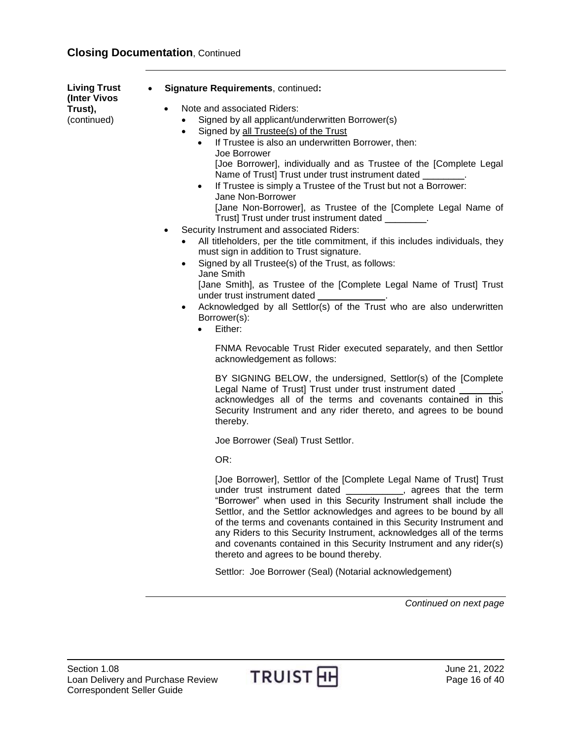## Closing Documentation, Continued

**Living Trust (Inter Vivos Trust),** (continued)

- **Signature Requirements**, continued**:**
  - Note and associated Riders:
    - Signed by all applicant/underwritten Borrower(s)
    - Signed by all Trustee(s) of the Trust
      - If Trustee is also an underwritten Borrower, then:
        Joe Borrower
        [Joe Borrower], individually and as Trustee of the [Complete Legal Name of Trust] Trust under trust instrument dated ________.
      - If Trustee is simply a Trustee of the Trust but not a Borrower:
        Jane Non-Borrower
        [Jane Non-Borrower], as Trustee of the [Complete Legal Name of Trust] Trust under trust instrument dated ________.
  - Security Instrument and associated Riders:
    - All titleholders, per the title commitment, if this includes individuals, they must sign in addition to Trust signature.
    - Signed by all Trustee(s) of the Trust, as follows:
      Jane Smith
      [Jane Smith], as Trustee of the [Complete Legal Name of Trust] Trust under trust instrument dated ____________.
    - Acknowledged by all Settlor(s) of the Trust who are also underwritten Borrower(s):
      - Either:

        FNMA Revocable Trust Rider executed separately, and then Settlor acknowledgement as follows:

        BY SIGNING BELOW, the undersigned, Settlor(s) of the [Complete Legal Name of Trust] Trust under trust instrument dated ________, acknowledges all of the terms and covenants contained in this Security Instrument and any rider thereto, and agrees to be bound thereby.

        Joe Borrower (Seal) Trust Settlor.

        OR:

        [Joe Borrower], Settlor of the [Complete Legal Name of Trust] Trust under trust instrument dated __________, agrees that the term "Borrower" when used in this Security Instrument shall include the Settlor, and the Settlor acknowledges and agrees to be bound by all of the terms and covenants contained in this Security Instrument and any Riders to this Security Instrument, acknowledges all of the terms and covenants contained in this Security Instrument and any rider(s) thereto and agrees to be bound thereby.

        Settlor: Joe Borrower (Seal) (Notarial acknowledgement)

*Continued on next page*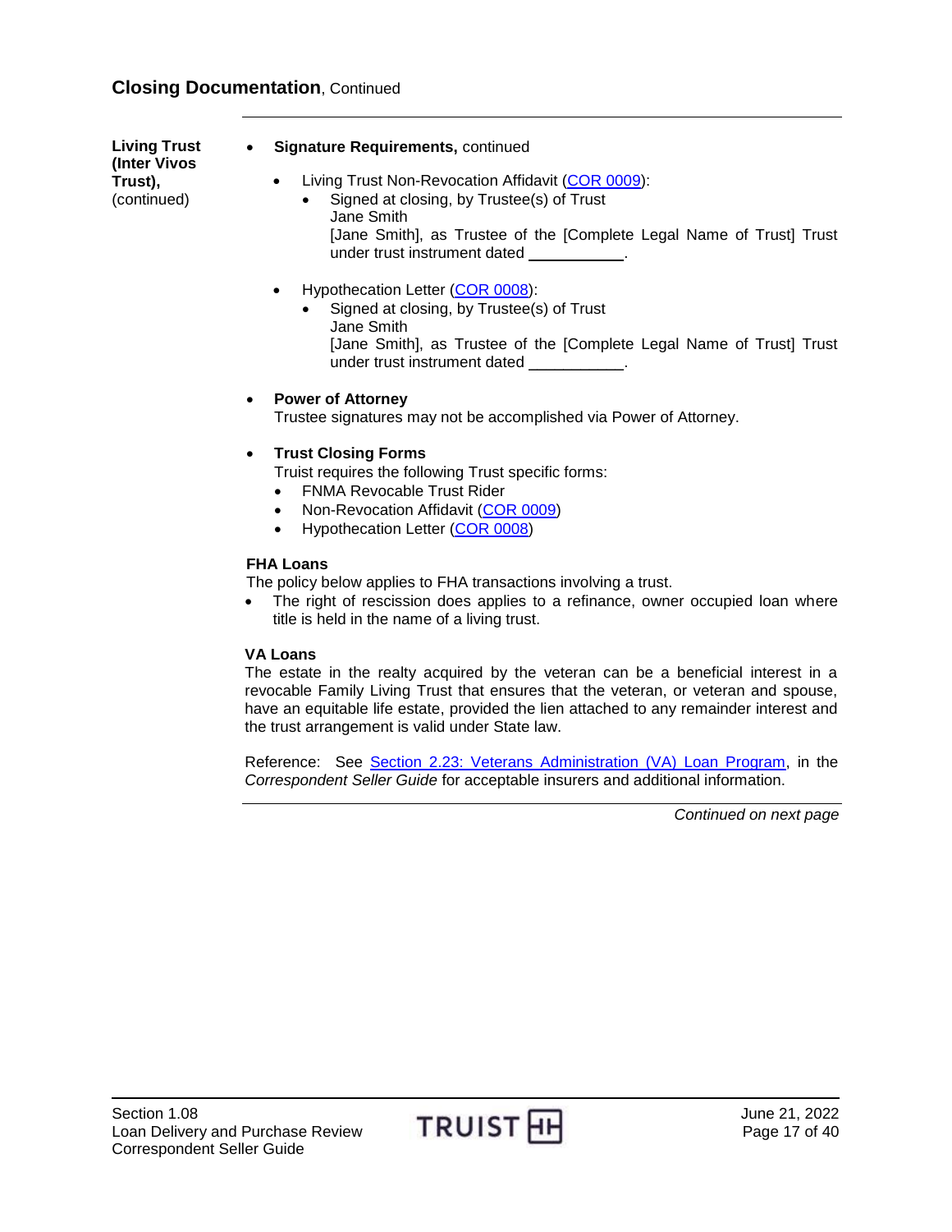## Closing Documentation, Continued

**Living Trust (Inter Vivos Trust),** (continued)

- **Signature Requirements,** continued
  - Living Trust Non-Revocation Affidavit (COR 0009):
    - Signed at closing, by Trustee(s) of Trust
      Jane Smith
      [Jane Smith], as Trustee of the [Complete Legal Name of Trust] Trust under trust instrument dated ___________.
  - Hypothecation Letter (COR 0008):
    - Signed at closing, by Trustee(s) of Trust
      Jane Smith
      [Jane Smith], as Trustee of the [Complete Legal Name of Trust] Trust under trust instrument dated ___________.
- **Power of Attorney**
  Trustee signatures may not be accomplished via Power of Attorney.
- **Trust Closing Forms**
  Truist requires the following Trust specific forms:
  - FNMA Revocable Trust Rider
  - Non-Revocation Affidavit (COR 0009)
  - Hypothecation Letter (COR 0008)

**FHA Loans**

The policy below applies to FHA transactions involving a trust.

- The right of rescission does applies to a refinance, owner occupied loan where title is held in the name of a living trust.

**VA Loans**

The estate in the realty acquired by the veteran can be a beneficial interest in a revocable Family Living Trust that ensures that the veteran, or veteran and spouse, have an equitable life estate, provided the lien attached to any remainder interest and the trust arrangement is valid under State law.

Reference: See Section 2.23: Veterans Administration (VA) Loan Program, in the *Correspondent Seller Guide* for acceptable insurers and additional information.

*Continued on next page*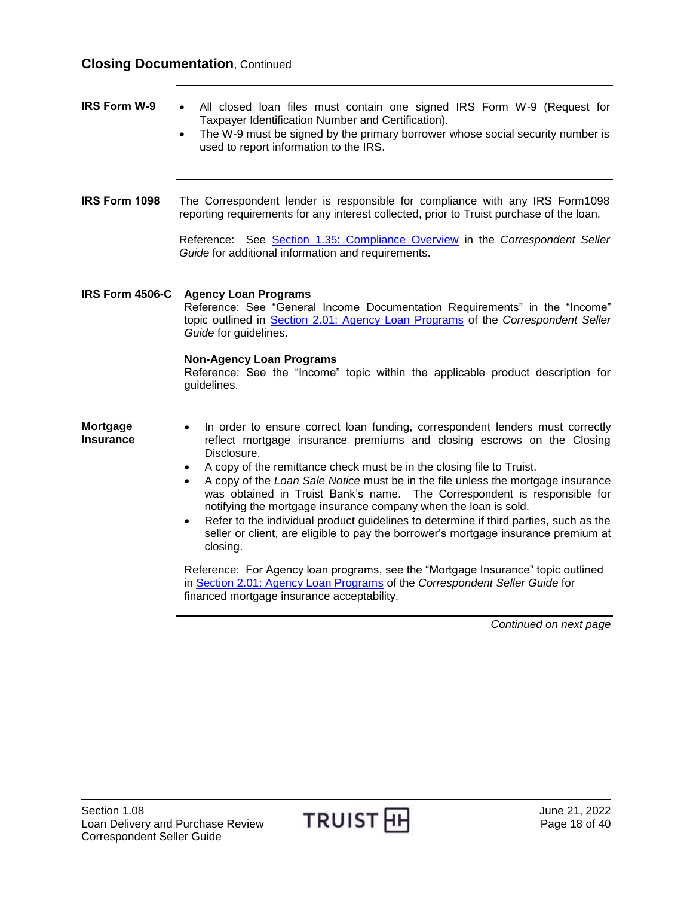## Closing Documentation, Continued

**IRS Form W-9**

- All closed loan files must contain one signed IRS Form W-9 (Request for Taxpayer Identification Number and Certification).
- The W-9 must be signed by the primary borrower whose social security number is used to report information to the IRS.

**IRS Form 1098**

The Correspondent lender is responsible for compliance with any IRS Form1098 reporting requirements for any interest collected, prior to Truist purchase of the loan.

Reference: See Section 1.35: Compliance Overview in the *Correspondent Seller Guide* for additional information and requirements.

**IRS Form 4506-C**

**Agency Loan Programs**
Reference: See "General Income Documentation Requirements" in the "Income" topic outlined in Section 2.01: Agency Loan Programs of the *Correspondent Seller Guide* for guidelines.

**Non-Agency Loan Programs**
Reference: See the "Income" topic within the applicable product description for guidelines.

**Mortgage Insurance**

- In order to ensure correct loan funding, correspondent lenders must correctly reflect mortgage insurance premiums and closing escrows on the Closing Disclosure.
- A copy of the remittance check must be in the closing file to Truist.
- A copy of the *Loan Sale Notice* must be in the file unless the mortgage insurance was obtained in Truist Bank's name. The Correspondent is responsible for notifying the mortgage insurance company when the loan is sold.
- Refer to the individual product guidelines to determine if third parties, such as the seller or client, are eligible to pay the borrower's mortgage insurance premium at closing.

Reference: For Agency loan programs, see the "Mortgage Insurance" topic outlined in Section 2.01: Agency Loan Programs of the *Correspondent Seller Guide* for financed mortgage insurance acceptability.

*Continued on next page*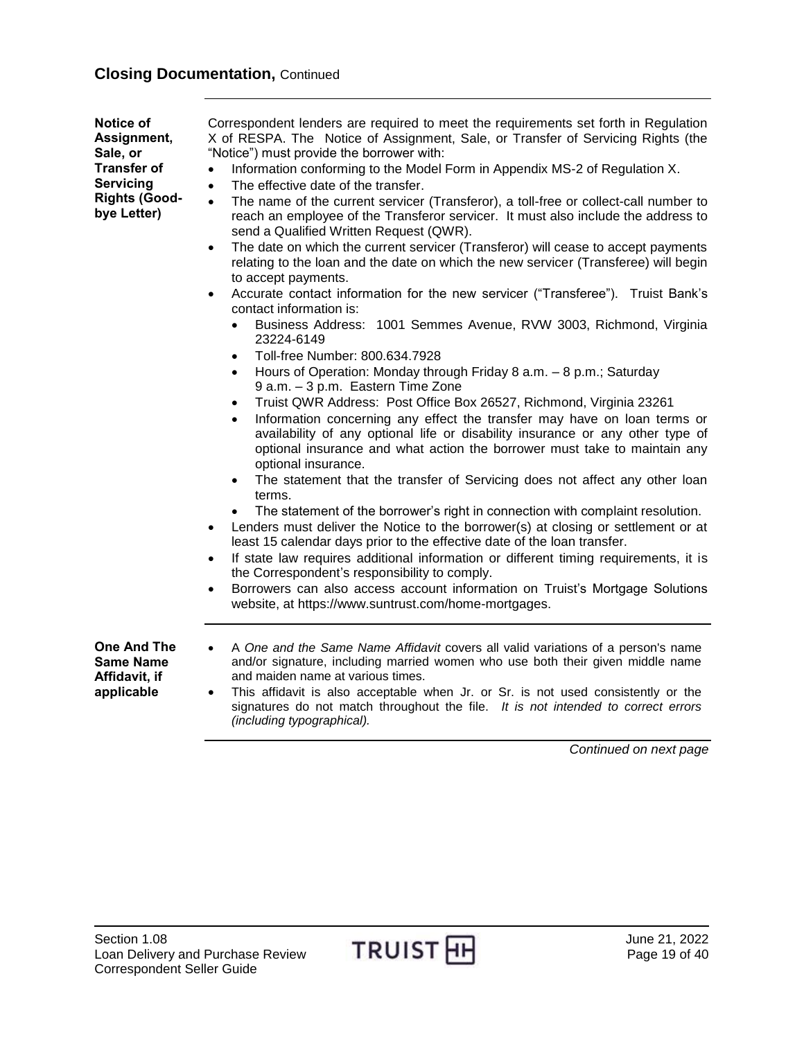## Closing Documentation, Continued

**Notice of Assignment, Sale, or Transfer of Servicing Rights (Good-bye Letter)**

Correspondent lenders are required to meet the requirements set forth in Regulation X of RESPA. The Notice of Assignment, Sale, or Transfer of Servicing Rights (the "Notice") must provide the borrower with:

- Information conforming to the Model Form in Appendix MS-2 of Regulation X.
- The effective date of the transfer.
- The name of the current servicer (Transferor), a toll-free or collect-call number to reach an employee of the Transferor servicer. It must also include the address to send a Qualified Written Request (QWR).
- The date on which the current servicer (Transferor) will cease to accept payments relating to the loan and the date on which the new servicer (Transferee) will begin to accept payments.
- Accurate contact information for the new servicer ("Transferee"). Truist Bank's contact information is:
  - Business Address: 1001 Semmes Avenue, RVW 3003, Richmond, Virginia 23224-6149
  - Toll-free Number: 800.634.7928
  - Hours of Operation: Monday through Friday 8 a.m. – 8 p.m.; Saturday 9 a.m. – 3 p.m. Eastern Time Zone
  - Truist QWR Address: Post Office Box 26527, Richmond, Virginia 23261
  - Information concerning any effect the transfer may have on loan terms or availability of any optional life or disability insurance or any other type of optional insurance and what action the borrower must take to maintain any optional insurance.
  - The statement that the transfer of Servicing does not affect any other loan terms.
  - The statement of the borrower's right in connection with complaint resolution.
- Lenders must deliver the Notice to the borrower(s) at closing or settlement or at least 15 calendar days prior to the effective date of the loan transfer.
- If state law requires additional information or different timing requirements, it is the Correspondent's responsibility to comply.
- Borrowers can also access account information on Truist's Mortgage Solutions website, at https://www.suntrust.com/home-mortgages.

**One And The Same Name Affidavit, if applicable**

- A *One and the Same Name Affidavit* covers all valid variations of a person's name and/or signature, including married women who use both their given middle name and maiden name at various times.
- This affidavit is also acceptable when Jr. or Sr. is not used consistently or the signatures do not match throughout the file. *It is not intended to correct errors (including typographical).*

*Continued on next page*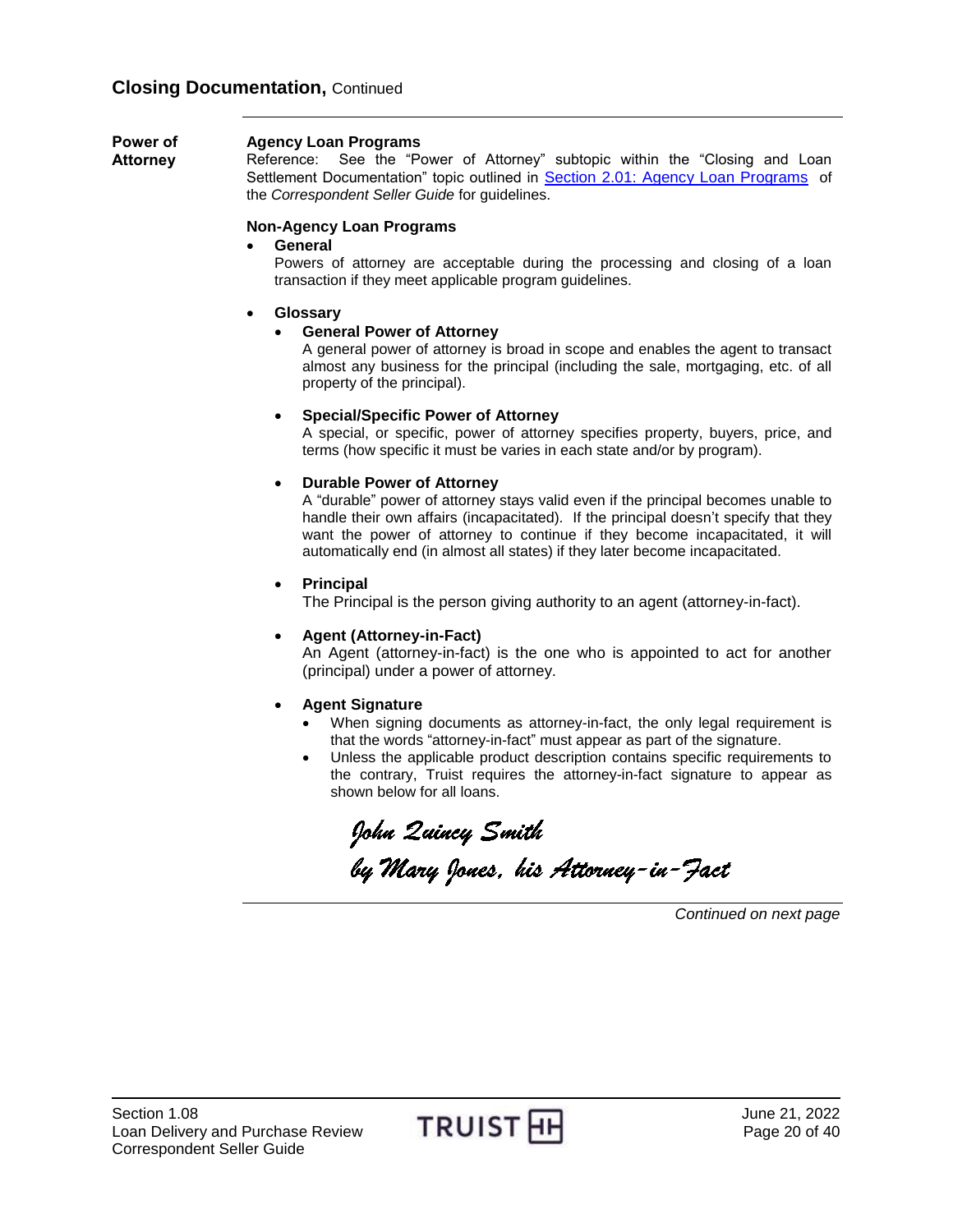## Closing Documentation, Continued

**Power of Attorney**

**Agency Loan Programs**

Reference: See the "Power of Attorney" subtopic within the "Closing and Loan Settlement Documentation" topic outlined in Section 2.01: Agency Loan Programs of the *Correspondent Seller Guide* for guidelines.

**Non-Agency Loan Programs**

- **General**
  Powers of attorney are acceptable during the processing and closing of a loan transaction if they meet applicable program guidelines.

- **Glossary**
  - **General Power of Attorney**
    A general power of attorney is broad in scope and enables the agent to transact almost any business for the principal (including the sale, mortgaging, etc. of all property of the principal).

  - **Special/Specific Power of Attorney**
    A special, or specific, power of attorney specifies property, buyers, price, and terms (how specific it must be varies in each state and/or by program).

  - **Durable Power of Attorney**
    A "durable" power of attorney stays valid even if the principal becomes unable to handle their own affairs (incapacitated). If the principal doesn't specify that they want the power of attorney to continue if they become incapacitated, it will automatically end (in almost all states) if they later become incapacitated.

  - **Principal**
    The Principal is the person giving authority to an agent (attorney-in-fact).

  - **Agent (Attorney-in-Fact)**
    An Agent (attorney-in-fact) is the one who is appointed to act for another (principal) under a power of attorney.

  - **Agent Signature**
    - When signing documents as attorney-in-fact, the only legal requirement is that the words "attorney-in-fact" must appear as part of the signature.
    - Unless the applicable product description contains specific requirements to the contrary, Truist requires the attorney-in-fact signature to appear as shown below for all loans.

*John Quincy Smith*
*by Mary Jones, his Attorney-in-Fact*

*Continued on next page*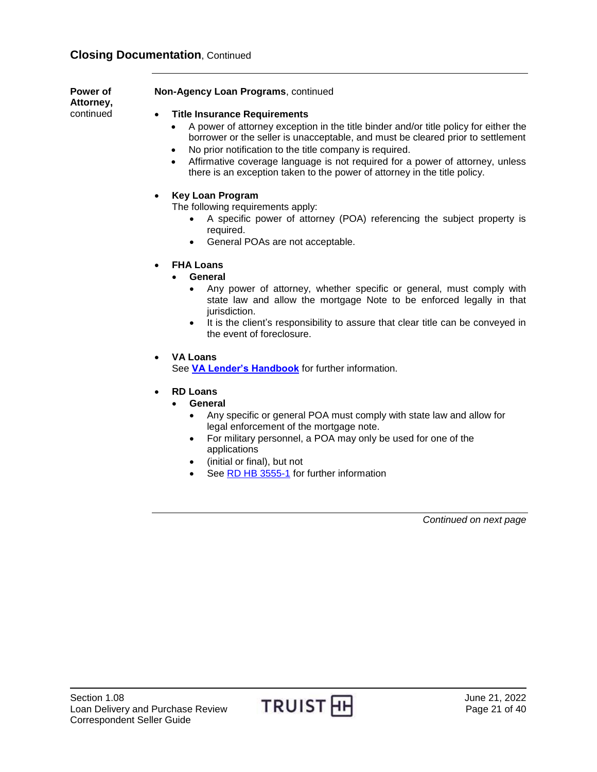## **Closing Documentation**, Continued

**Power of Attorney,** continued

**Non-Agency Loan Programs**, continued

- **Title Insurance Requirements**
  - A power of attorney exception in the title binder and/or title policy for either the borrower or the seller is unacceptable, and must be cleared prior to settlement
  - No prior notification to the title company is required.
  - Affirmative coverage language is not required for a power of attorney, unless there is an exception taken to the power of attorney in the title policy.

- **Key Loan Program**
  The following requirements apply:
  - A specific power of attorney (POA) referencing the subject property is required.
  - General POAs are not acceptable.

- **FHA Loans**
  - **General**
    - Any power of attorney, whether specific or general, must comply with state law and allow the mortgage Note to be enforced legally in that jurisdiction.
    - It is the client's responsibility to assure that clear title can be conveyed in the event of foreclosure.

- **VA Loans**
  See **VA Lender's Handbook** for further information.

- **RD Loans**
  - **General**
    - Any specific or general POA must comply with state law and allow for legal enforcement of the mortgage note.
    - For military personnel, a POA may only be used for one of the applications
    - (initial or final), but not
    - See RD HB 3555-1 for further information

*Continued on next page*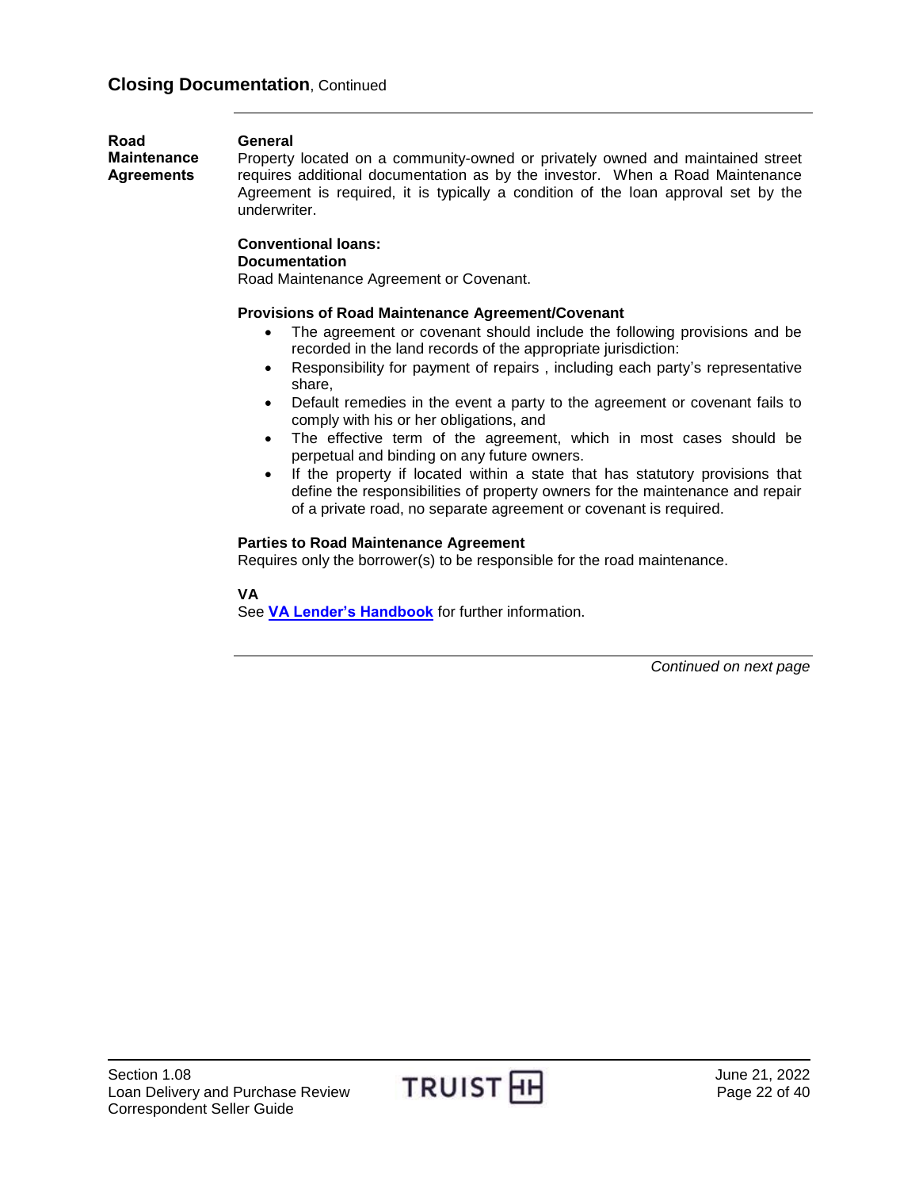## Road Maintenance Agreements

### General

Property located on a community-owned or privately owned and maintained street requires additional documentation as by the investor. When a Road Maintenance Agreement is required, it is typically a condition of the loan approval set by the underwriter.

### Conventional loans:

**Documentation**

Road Maintenance Agreement or Covenant.

**Provisions of Road Maintenance Agreement/Covenant**

- The agreement or covenant should include the following provisions and be recorded in the land records of the appropriate jurisdiction:
- Responsibility for payment of repairs , including each party's representative share,
- Default remedies in the event a party to the agreement or covenant fails to comply with his or her obligations, and
- The effective term of the agreement, which in most cases should be perpetual and binding on any future owners.
- If the property if located within a state that has statutory provisions that define the responsibilities of property owners for the maintenance and repair of a private road, no separate agreement or covenant is required.

**Parties to Road Maintenance Agreement**

Requires only the borrower(s) to be responsible for the road maintenance.

### VA

See **VA Lender's Handbook** for further information.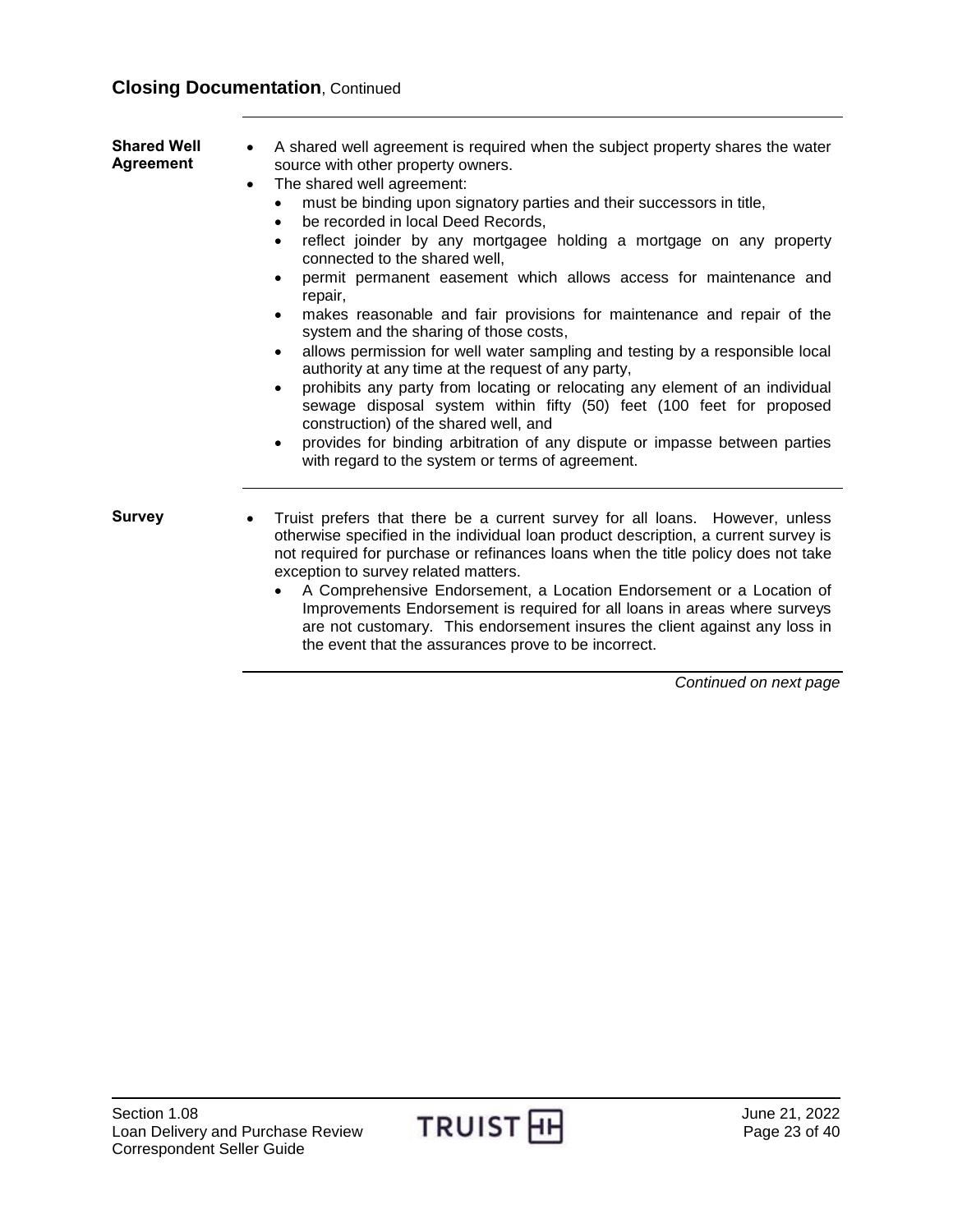## Closing Documentation, Continued

### Shared Well Agreement

- A shared well agreement is required when the subject property shares the water source with other property owners.
- The shared well agreement:
  - must be binding upon signatory parties and their successors in title,
  - be recorded in local Deed Records,
  - reflect joinder by any mortgagee holding a mortgage on any property connected to the shared well,
  - permit permanent easement which allows access for maintenance and repair,
  - makes reasonable and fair provisions for maintenance and repair of the system and the sharing of those costs,
  - allows permission for well water sampling and testing by a responsible local authority at any time at the request of any party,
  - prohibits any party from locating or relocating any element of an individual sewage disposal system within fifty (50) feet (100 feet for proposed construction) of the shared well, and
  - provides for binding arbitration of any dispute or impasse between parties with regard to the system or terms of agreement.

### Survey

- Truist prefers that there be a current survey for all loans. However, unless otherwise specified in the individual loan product description, a current survey is not required for purchase or refinances loans when the title policy does not take exception to survey related matters.
  - A Comprehensive Endorsement, a Location Endorsement or a Location of Improvements Endorsement is required for all loans in areas where surveys are not customary. This endorsement insures the client against any loss in the event that the assurances prove to be incorrect.

*Continued on next page*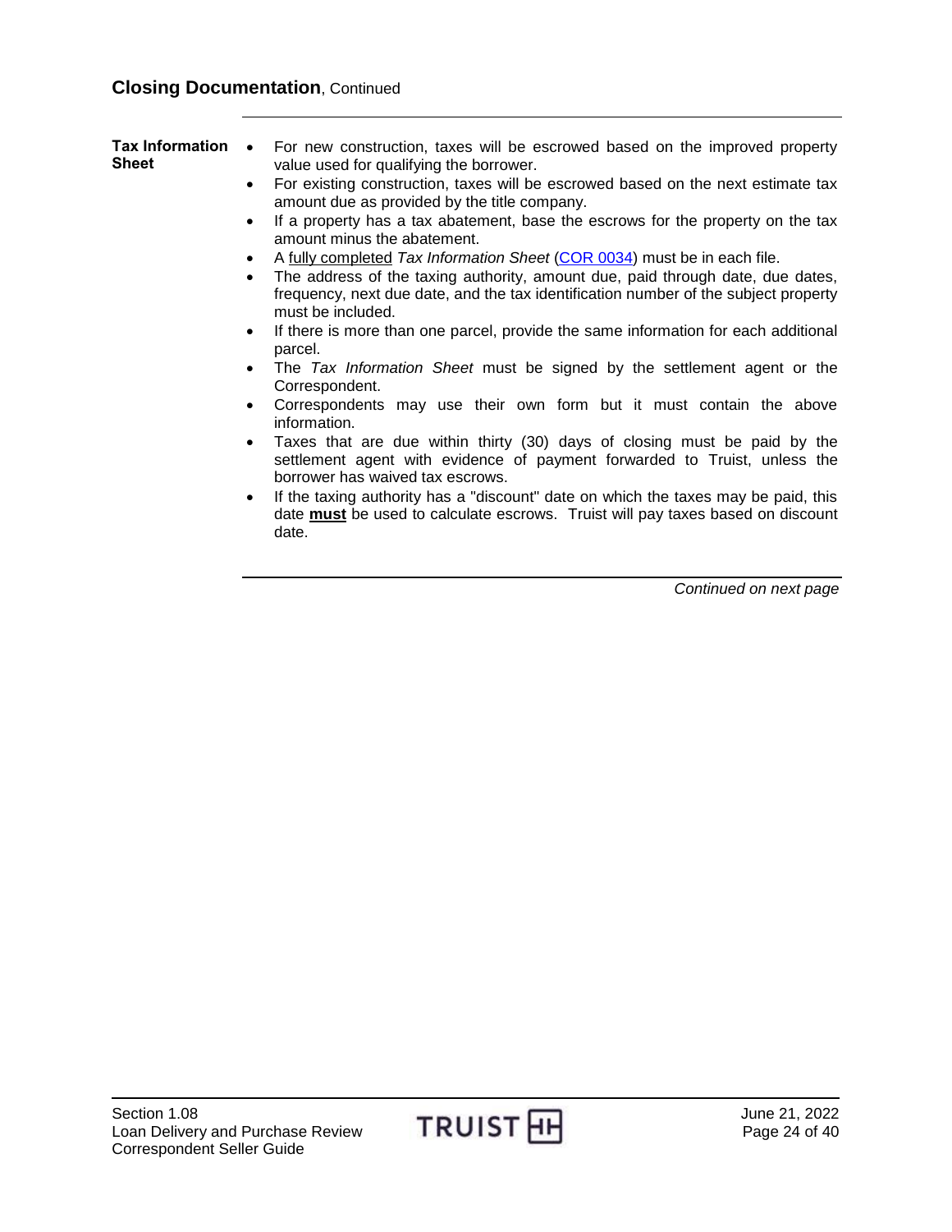## Closing Documentation, Continued

**Tax Information Sheet**

- For new construction, taxes will be escrowed based on the improved property value used for qualifying the borrower.
- For existing construction, taxes will be escrowed based on the next estimate tax amount due as provided by the title company.
- If a property has a tax abatement, base the escrows for the property on the tax amount minus the abatement.
- A fully completed *Tax Information Sheet* (COR 0034) must be in each file.
- The address of the taxing authority, amount due, paid through date, due dates, frequency, next due date, and the tax identification number of the subject property must be included.
- If there is more than one parcel, provide the same information for each additional parcel.
- The *Tax Information Sheet* must be signed by the settlement agent or the Correspondent.
- Correspondents may use their own form but it must contain the above information.
- Taxes that are due within thirty (30) days of closing must be paid by the settlement agent with evidence of payment forwarded to Truist, unless the borrower has waived tax escrows.
- If the taxing authority has a "discount" date on which the taxes may be paid, this date **must** be used to calculate escrows. Truist will pay taxes based on discount date.

*Continued on next page*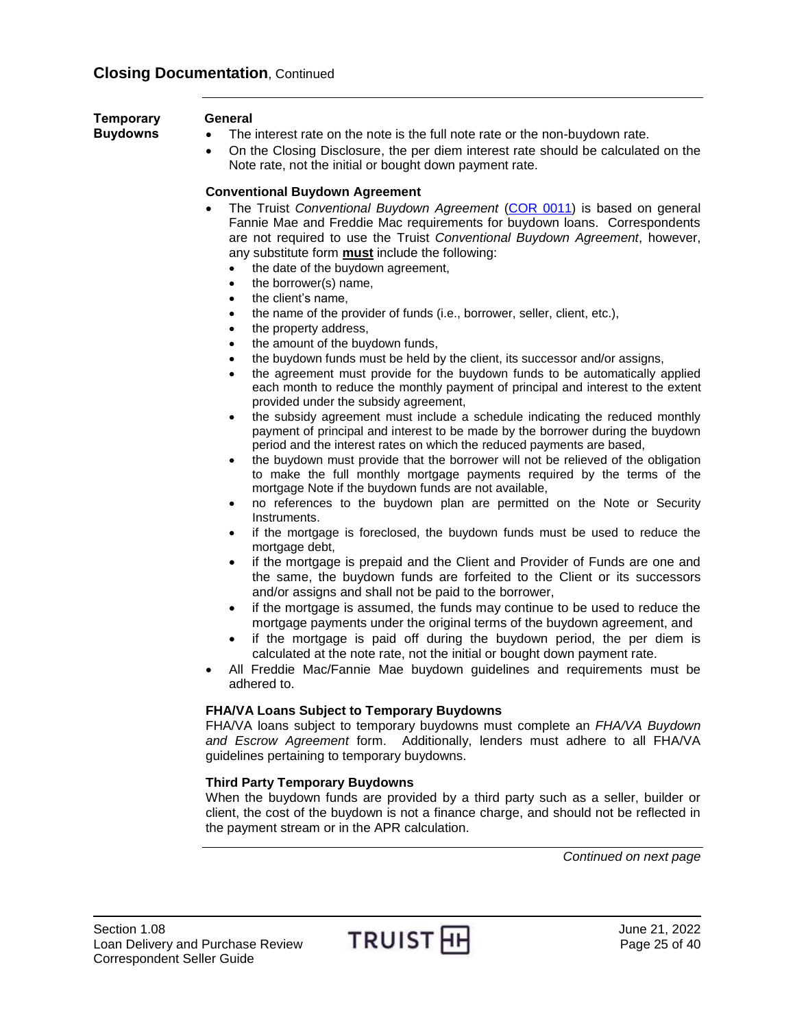## Closing Documentation, Continued

### Temporary Buydowns

**General**

- The interest rate on the note is the full note rate or the non-buydown rate.
- On the Closing Disclosure, the per diem interest rate should be calculated on the Note rate, not the initial or bought down payment rate.

**Conventional Buydown Agreement**

- The Truist *Conventional Buydown Agreement* (COR 0011) is based on general Fannie Mae and Freddie Mac requirements for buydown loans. Correspondents are not required to use the Truist *Conventional Buydown Agreement*, however, any substitute form <u>**must**</u> include the following:
  - the date of the buydown agreement,
  - the borrower(s) name,
  - the client's name,
  - the name of the provider of funds (i.e., borrower, seller, client, etc.),
  - the property address,
  - the amount of the buydown funds,
  - the buydown funds must be held by the client, its successor and/or assigns,
  - the agreement must provide for the buydown funds to be automatically applied each month to reduce the monthly payment of principal and interest to the extent provided under the subsidy agreement,
  - the subsidy agreement must include a schedule indicating the reduced monthly payment of principal and interest to be made by the borrower during the buydown period and the interest rates on which the reduced payments are based,
  - the buydown must provide that the borrower will not be relieved of the obligation to make the full monthly mortgage payments required by the terms of the mortgage Note if the buydown funds are not available,
  - no references to the buydown plan are permitted on the Note or Security Instruments.
  - if the mortgage is foreclosed, the buydown funds must be used to reduce the mortgage debt,
  - if the mortgage is prepaid and the Client and Provider of Funds are one and the same, the buydown funds are forfeited to the Client or its successors and/or assigns and shall not be paid to the borrower,
  - if the mortgage is assumed, the funds may continue to be used to reduce the mortgage payments under the original terms of the buydown agreement, and
  - if the mortgage is paid off during the buydown period, the per diem is calculated at the note rate, not the initial or bought down payment rate.
- All Freddie Mac/Fannie Mae buydown guidelines and requirements must be adhered to.

**FHA/VA Loans Subject to Temporary Buydowns**

FHA/VA loans subject to temporary buydowns must complete an *FHA/VA Buydown and Escrow Agreement* form. Additionally, lenders must adhere to all FHA/VA guidelines pertaining to temporary buydowns.

**Third Party Temporary Buydowns**

When the buydown funds are provided by a third party such as a seller, builder or client, the cost of the buydown is not a finance charge, and should not be reflected in the payment stream or in the APR calculation.

*Continued on next page*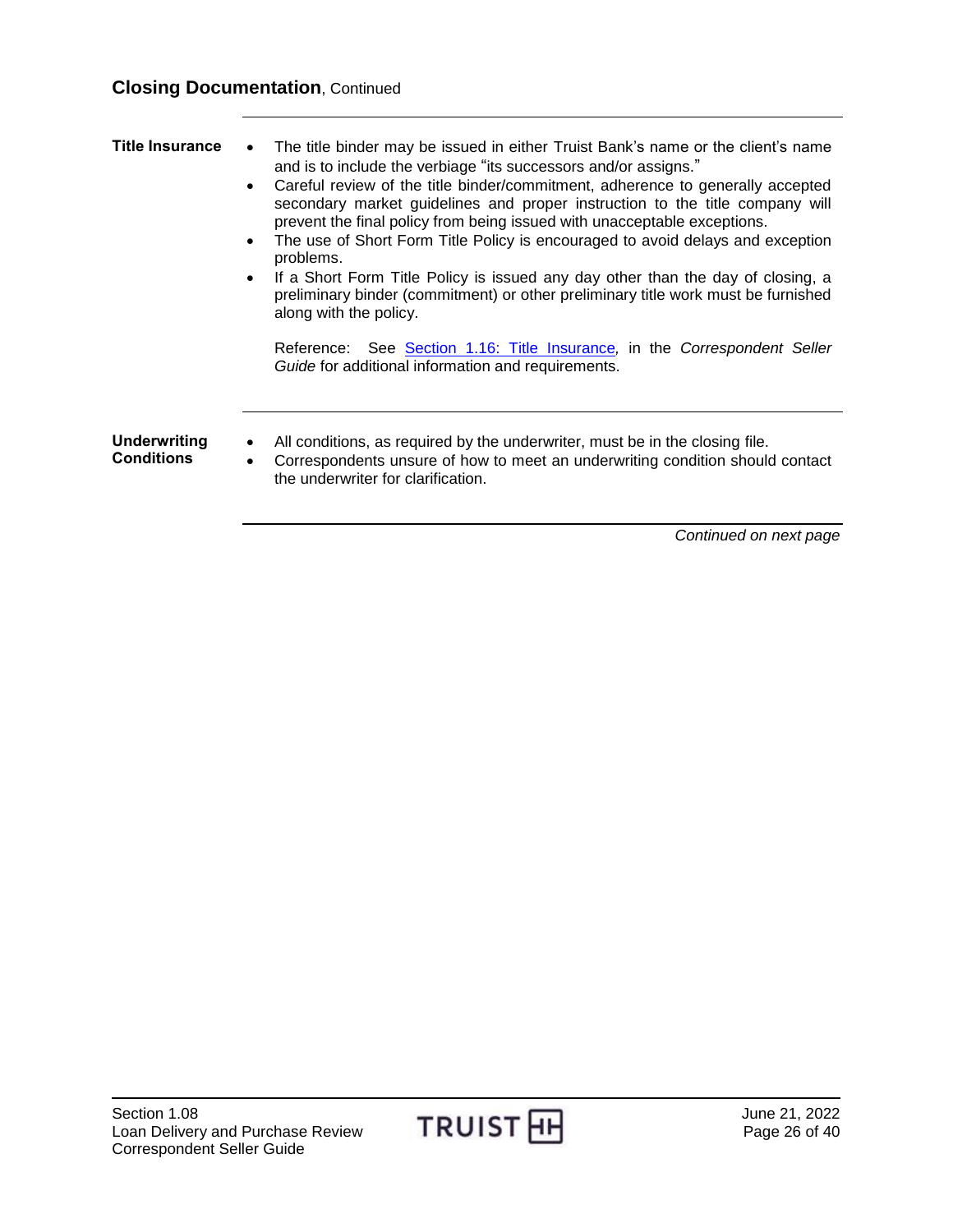## Closing Documentation, Continued

### Title Insurance

- The title binder may be issued in either Truist Bank's name or the client's name and is to include the verbiage "its successors and/or assigns."
- Careful review of the title binder/commitment, adherence to generally accepted secondary market guidelines and proper instruction to the title company will prevent the final policy from being issued with unacceptable exceptions.
- The use of Short Form Title Policy is encouraged to avoid delays and exception problems.
- If a Short Form Title Policy is issued any day other than the day of closing, a preliminary binder (commitment) or other preliminary title work must be furnished along with the policy.

  Reference: See [Section 1.16: Title Insurance](), in the *Correspondent Seller Guide* for additional information and requirements.

### Underwriting Conditions

- All conditions, as required by the underwriter, must be in the closing file.
- Correspondents unsure of how to meet an underwriting condition should contact the underwriter for clarification.

*Continued on next page*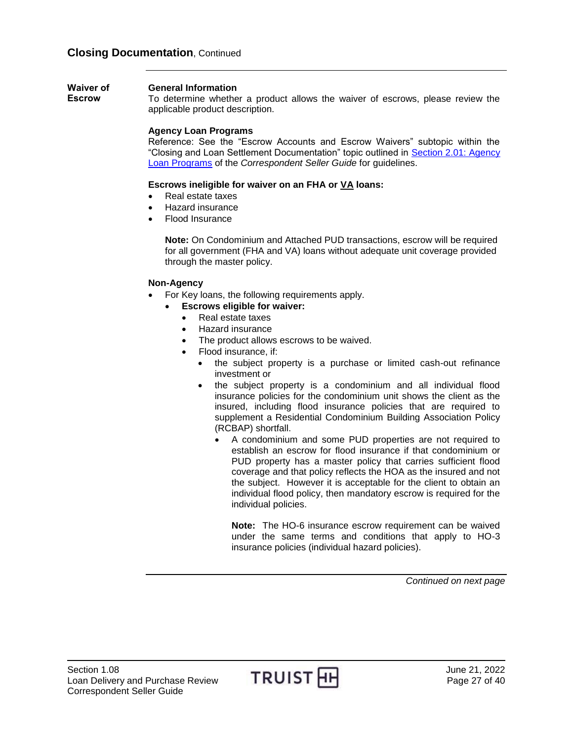## Closing Documentation, Continued

### Waiver of Escrow

**General Information**
To determine whether a product allows the waiver of escrows, please review the applicable product description.

**Agency Loan Programs**
Reference: See the "Escrow Accounts and Escrow Waivers" subtopic within the "Closing and Loan Settlement Documentation" topic outlined in Section 2.01: Agency Loan Programs of the *Correspondent Seller Guide* for guidelines.

**Escrows ineligible for waiver on an FHA or VA loans:**

- Real estate taxes
- Hazard insurance
- Flood Insurance

  **Note:** On Condominium and Attached PUD transactions, escrow will be required for all government (FHA and VA) loans without adequate unit coverage provided through the master policy.

**Non-Agency**

- For Key loans, the following requirements apply.
  - **Escrows eligible for waiver:**
    - Real estate taxes
    - Hazard insurance
    - The product allows escrows to be waived.
    - Flood insurance, if:
      - the subject property is a purchase or limited cash-out refinance investment or
      - the subject property is a condominium and all individual flood insurance policies for the condominium unit shows the client as the insured, including flood insurance policies that are required to supplement a Residential Condominium Building Association Policy (RCBAP) shortfall.
        - A condominium and some PUD properties are not required to establish an escrow for flood insurance if that condominium or PUD property has a master policy that carries sufficient flood coverage and that policy reflects the HOA as the insured and not the subject. However it is acceptable for the client to obtain an individual flood policy, then mandatory escrow is required for the individual policies.

          **Note:** The HO-6 insurance escrow requirement can be waived under the same terms and conditions that apply to HO-3 insurance policies (individual hazard policies).

*Continued on next page*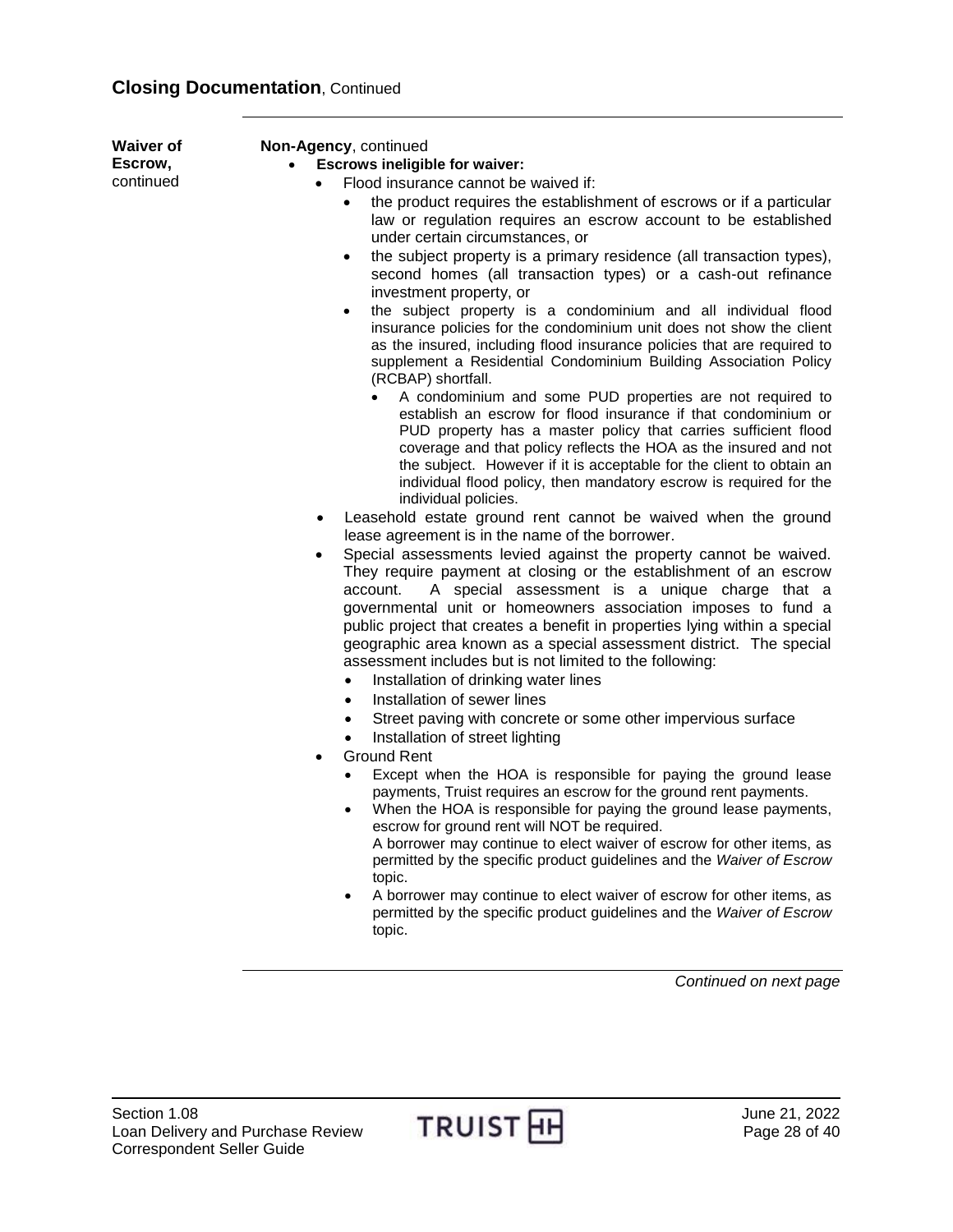## Closing Documentation, Continued

**Waiver of Escrow,** continued

**Non-Agency**, continued

- **Escrows ineligible for waiver:**
  - Flood insurance cannot be waived if:
    - the product requires the establishment of escrows or if a particular law or regulation requires an escrow account to be established under certain circumstances, or
    - the subject property is a primary residence (all transaction types), second homes (all transaction types) or a cash-out refinance investment property, or
    - the subject property is a condominium and all individual flood insurance policies for the condominium unit does not show the client as the insured, including flood insurance policies that are required to supplement a Residential Condominium Building Association Policy (RCBAP) shortfall.
      - A condominium and some PUD properties are not required to establish an escrow for flood insurance if that condominium or PUD property has a master policy that carries sufficient flood coverage and that policy reflects the HOA as the insured and not the subject. However if it is acceptable for the client to obtain an individual flood policy, then mandatory escrow is required for the individual policies.
  - Leasehold estate ground rent cannot be waived when the ground lease agreement is in the name of the borrower.
  - Special assessments levied against the property cannot be waived. They require payment at closing or the establishment of an escrow account. A special assessment is a unique charge that a governmental unit or homeowners association imposes to fund a public project that creates a benefit in properties lying within a special geographic area known as a special assessment district. The special assessment includes but is not limited to the following:
    - Installation of drinking water lines
    - Installation of sewer lines
    - Street paving with concrete or some other impervious surface
    - Installation of street lighting
  - Ground Rent
    - Except when the HOA is responsible for paying the ground lease payments, Truist requires an escrow for the ground rent payments.
    - When the HOA is responsible for paying the ground lease payments, escrow for ground rent will NOT be required.  
      A borrower may continue to elect waiver of escrow for other items, as permitted by the specific product guidelines and the *Waiver of Escrow* topic.
    - A borrower may continue to elect waiver of escrow for other items, as permitted by the specific product guidelines and the *Waiver of Escrow* topic.

*Continued on next page*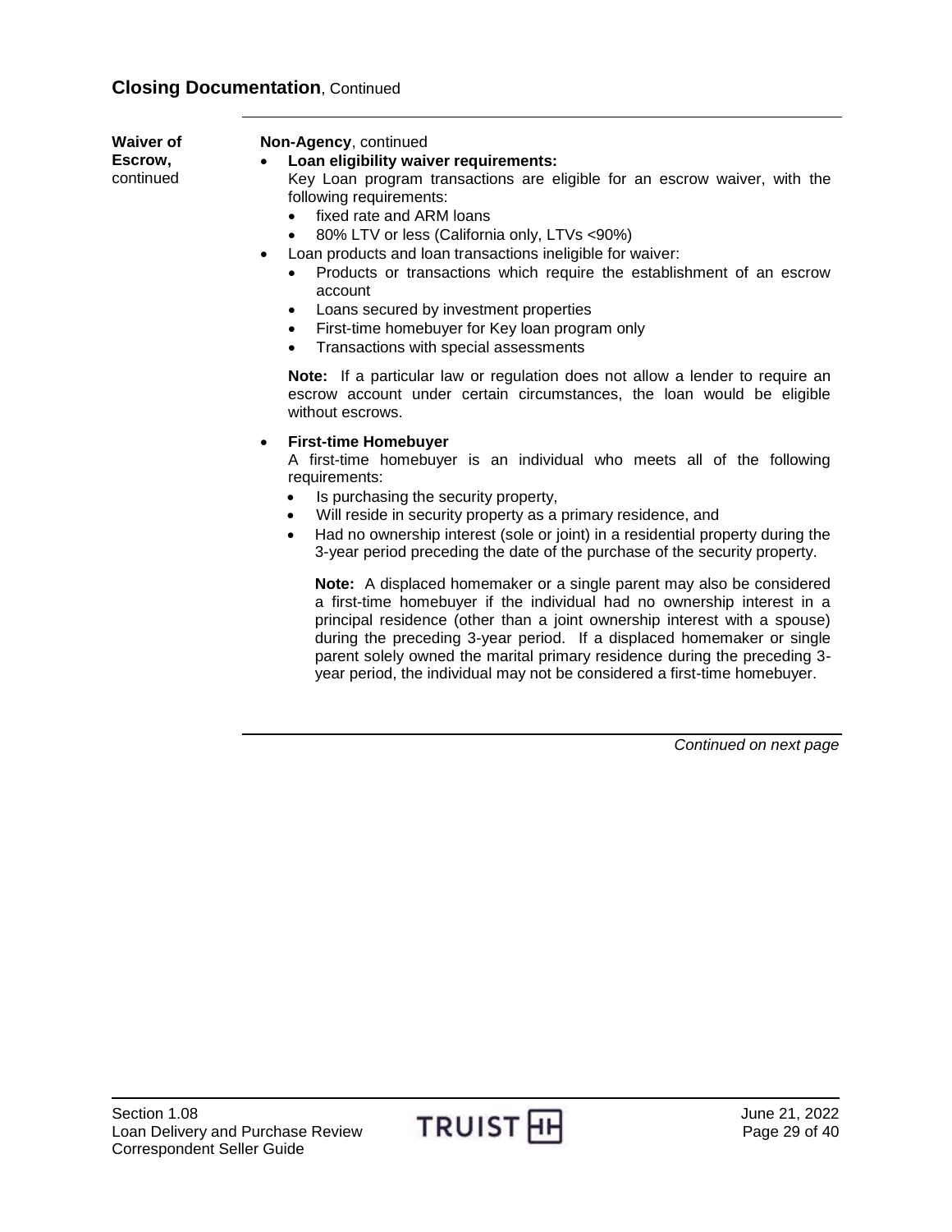## Closing Documentation, Continued

**Waiver of Escrow,** continued

**Non-Agency**, continued

- **Loan eligibility waiver requirements:**
  Key Loan program transactions are eligible for an escrow waiver, with the following requirements:
  - fixed rate and ARM loans
  - 80% LTV or less (California only, LTVs <90%)
- Loan products and loan transactions ineligible for waiver:
  - Products or transactions which require the establishment of an escrow account
  - Loans secured by investment properties
  - First-time homebuyer for Key loan program only
  - Transactions with special assessments

  **Note:** If a particular law or regulation does not allow a lender to require an escrow account under certain circumstances, the loan would be eligible without escrows.

- **First-time Homebuyer**
  A first-time homebuyer is an individual who meets all of the following requirements:
  - Is purchasing the security property,
  - Will reside in security property as a primary residence, and
  - Had no ownership interest (sole or joint) in a residential property during the 3-year period preceding the date of the purchase of the security property.

    **Note:** A displaced homemaker or a single parent may also be considered a first-time homebuyer if the individual had no ownership interest in a principal residence (other than a joint ownership interest with a spouse) during the preceding 3-year period. If a displaced homemaker or single parent solely owned the marital primary residence during the preceding 3-year period, the individual may not be considered a first-time homebuyer.

*Continued on next page*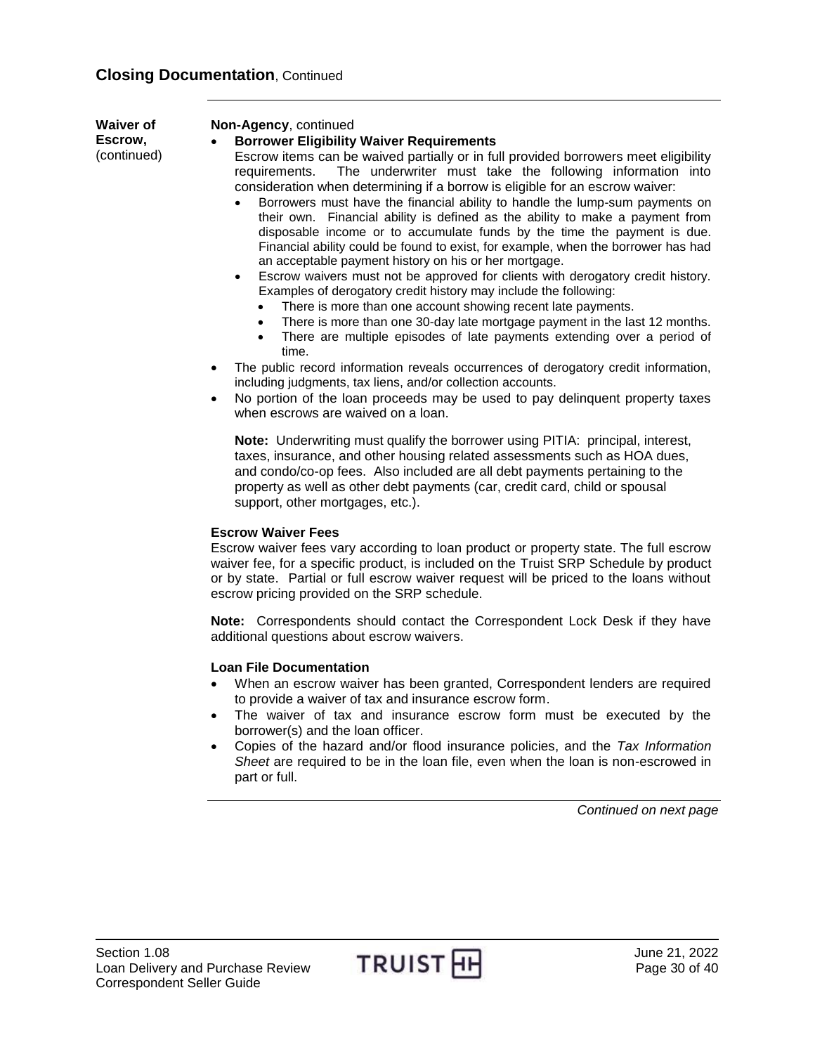## Closing Documentation, Continued

**Waiver of Escrow,** (continued)

**Non-Agency**, continued

- **Borrower Eligibility Waiver Requirements**
  Escrow items can be waived partially or in full provided borrowers meet eligibility requirements. The underwriter must take the following information into consideration when determining if a borrow is eligible for an escrow waiver:
  - Borrowers must have the financial ability to handle the lump-sum payments on their own. Financial ability is defined as the ability to make a payment from disposable income or to accumulate funds by the time the payment is due. Financial ability could be found to exist, for example, when the borrower has had an acceptable payment history on his or her mortgage.
  - Escrow waivers must not be approved for clients with derogatory credit history. Examples of derogatory credit history may include the following:
    - There is more than one account showing recent late payments.
    - There is more than one 30-day late mortgage payment in the last 12 months.
    - There are multiple episodes of late payments extending over a period of time.
- The public record information reveals occurrences of derogatory credit information, including judgments, tax liens, and/or collection accounts.
- No portion of the loan proceeds may be used to pay delinquent property taxes when escrows are waived on a loan.

  **Note:** Underwriting must qualify the borrower using PITIA: principal, interest, taxes, insurance, and other housing related assessments such as HOA dues, and condo/co-op fees. Also included are all debt payments pertaining to the property as well as other debt payments (car, credit card, child or spousal support, other mortgages, etc.).

**Escrow Waiver Fees**

Escrow waiver fees vary according to loan product or property state. The full escrow waiver fee, for a specific product, is included on the Truist SRP Schedule by product or by state. Partial or full escrow waiver request will be priced to the loans without escrow pricing provided on the SRP schedule.

**Note:** Correspondents should contact the Correspondent Lock Desk if they have additional questions about escrow waivers.

**Loan File Documentation**

- When an escrow waiver has been granted, Correspondent lenders are required to provide a waiver of tax and insurance escrow form.
- The waiver of tax and insurance escrow form must be executed by the borrower(s) and the loan officer.
- Copies of the hazard and/or flood insurance policies, and the *Tax Information Sheet* are required to be in the loan file, even when the loan is non-escrowed in part or full.

*Continued on next page*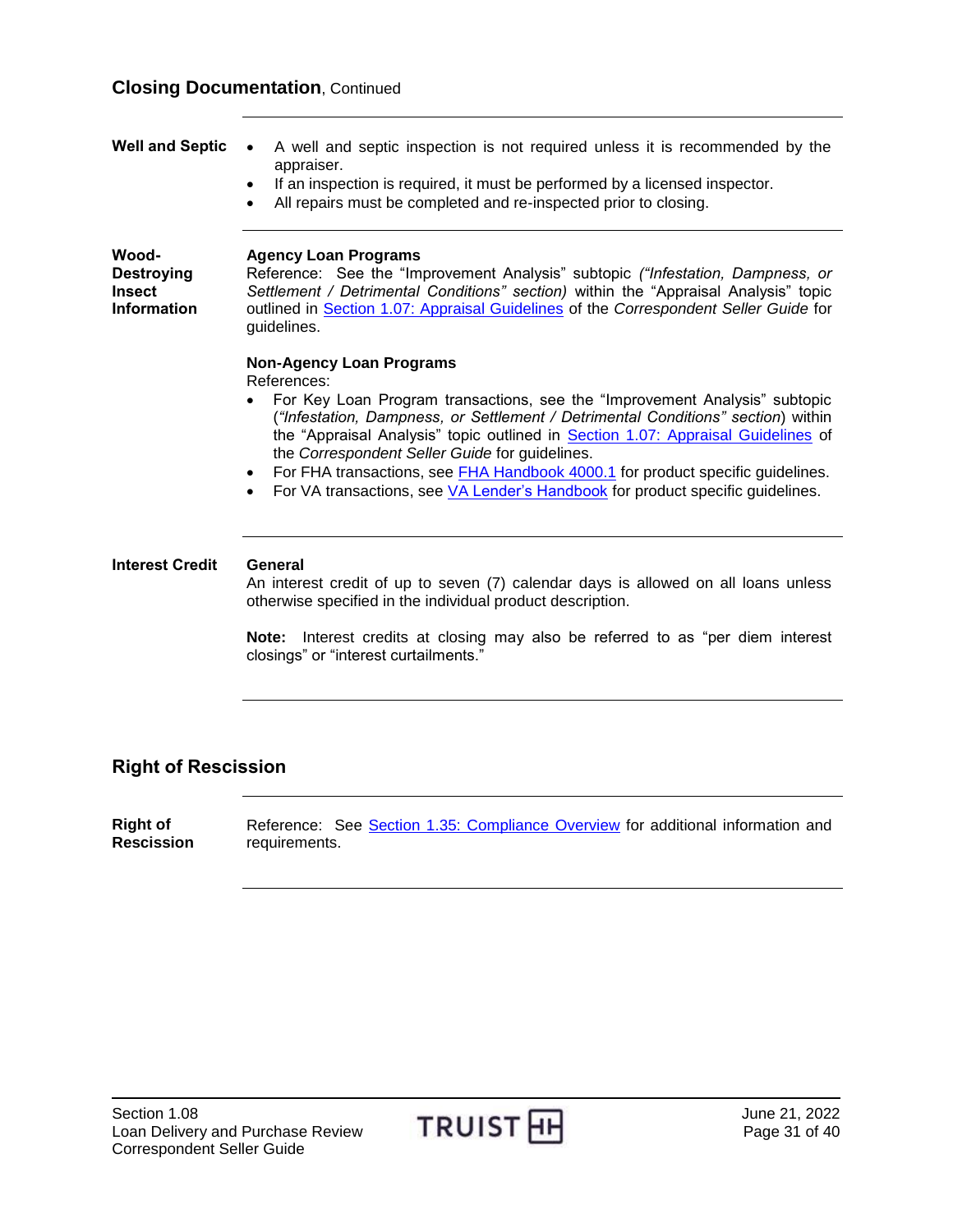## Closing Documentation, Continued

**Well and Septic**

- A well and septic inspection is not required unless it is recommended by the appraiser.
- If an inspection is required, it must be performed by a licensed inspector.
- All repairs must be completed and re-inspected prior to closing.

**Wood-Destroying Insect Information**

**Agency Loan Programs**

Reference: See the "Improvement Analysis" subtopic *("Infestation, Dampness, or Settlement / Detrimental Conditions" section)* within the "Appraisal Analysis" topic outlined in Section 1.07: Appraisal Guidelines of the *Correspondent Seller Guide* for guidelines.

**Non-Agency Loan Programs**

References:

- For Key Loan Program transactions, see the "Improvement Analysis" subtopic (*"Infestation, Dampness, or Settlement / Detrimental Conditions" section*) within the "Appraisal Analysis" topic outlined in Section 1.07: Appraisal Guidelines of the *Correspondent Seller Guide* for guidelines.
- For FHA transactions, see FHA Handbook 4000.1 for product specific guidelines.
- For VA transactions, see VA Lender's Handbook for product specific guidelines.

**Interest Credit**

**General**

An interest credit of up to seven (7) calendar days is allowed on all loans unless otherwise specified in the individual product description.

**Note:** Interest credits at closing may also be referred to as "per diem interest closings" or "interest curtailments."

## Right of Rescission

**Right of Rescission**

Reference: See Section 1.35: Compliance Overview for additional information and requirements.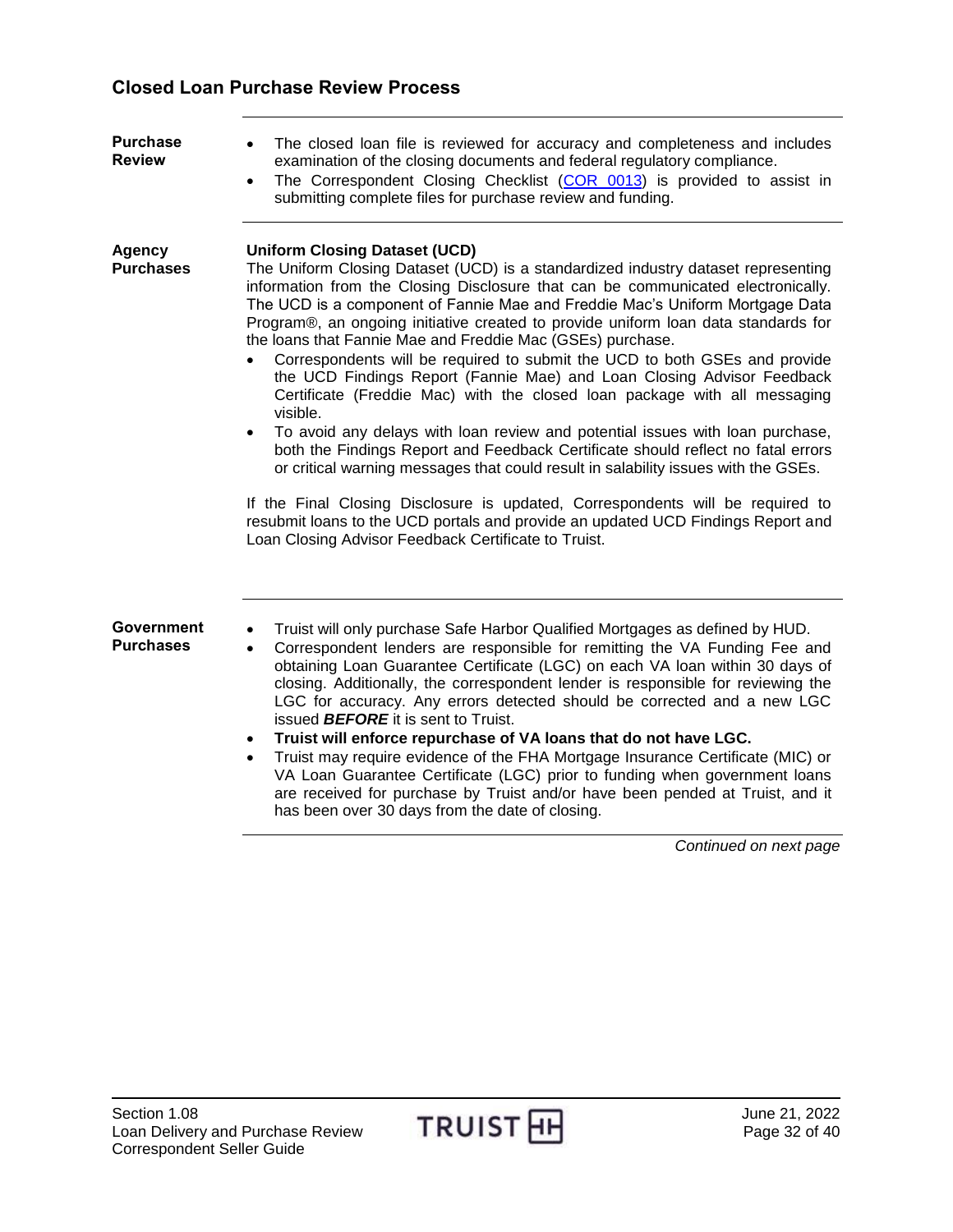## Closed Loan Purchase Review Process

**Purchase Review**

- The closed loan file is reviewed for accuracy and completeness and includes examination of the closing documents and federal regulatory compliance.
- The Correspondent Closing Checklist (COR 0013) is provided to assist in submitting complete files for purchase review and funding.

**Agency Purchases**

**Uniform Closing Dataset (UCD)**

The Uniform Closing Dataset (UCD) is a standardized industry dataset representing information from the Closing Disclosure that can be communicated electronically. The UCD is a component of Fannie Mae and Freddie Mac's Uniform Mortgage Data Program®, an ongoing initiative created to provide uniform loan data standards for the loans that Fannie Mae and Freddie Mac (GSEs) purchase.

- Correspondents will be required to submit the UCD to both GSEs and provide the UCD Findings Report (Fannie Mae) and Loan Closing Advisor Feedback Certificate (Freddie Mac) with the closed loan package with all messaging visible.
- To avoid any delays with loan review and potential issues with loan purchase, both the Findings Report and Feedback Certificate should reflect no fatal errors or critical warning messages that could result in salability issues with the GSEs.

If the Final Closing Disclosure is updated, Correspondents will be required to resubmit loans to the UCD portals and provide an updated UCD Findings Report and Loan Closing Advisor Feedback Certificate to Truist.

**Government Purchases**

- Truist will only purchase Safe Harbor Qualified Mortgages as defined by HUD.
- Correspondent lenders are responsible for remitting the VA Funding Fee and obtaining Loan Guarantee Certificate (LGC) on each VA loan within 30 days of closing. Additionally, the correspondent lender is responsible for reviewing the LGC for accuracy. Any errors detected should be corrected and a new LGC issued ***BEFORE*** it is sent to Truist.
- **Truist will enforce repurchase of VA loans that do not have LGC.**
- Truist may require evidence of the FHA Mortgage Insurance Certificate (MIC) or VA Loan Guarantee Certificate (LGC) prior to funding when government loans are received for purchase by Truist and/or have been pended at Truist, and it has been over 30 days from the date of closing.

*Continued on next page*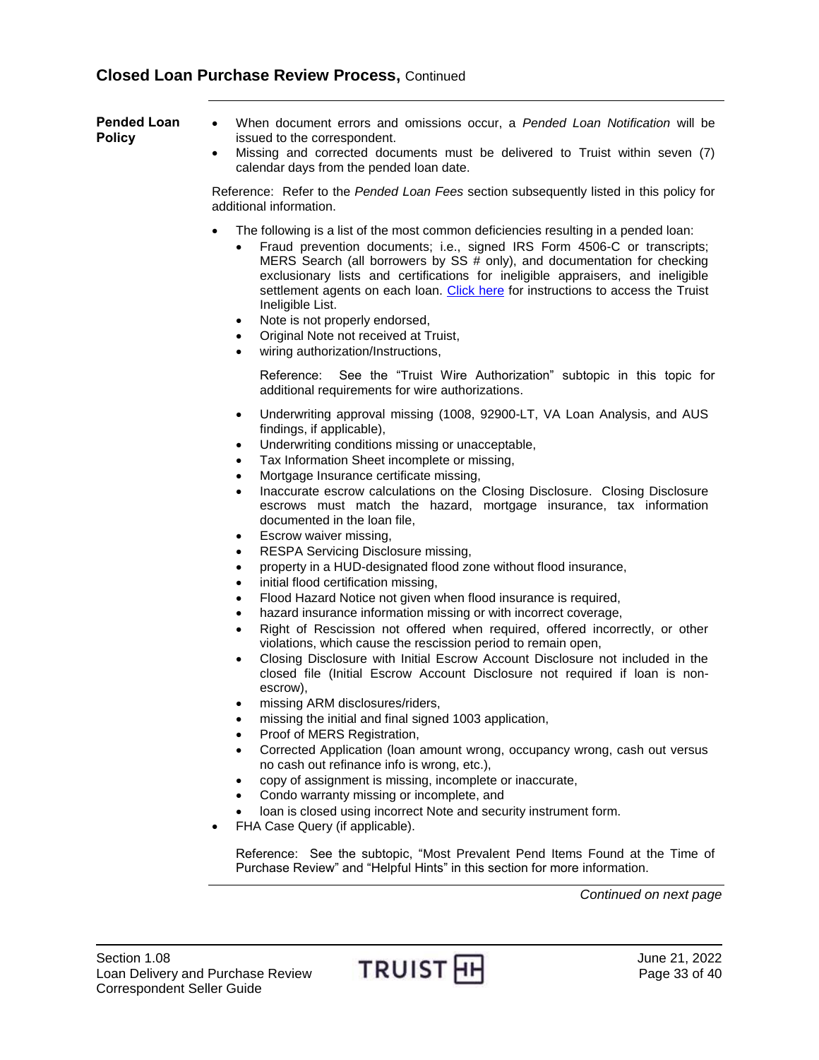## Closed Loan Purchase Review Process, Continued

**Pended Loan Policy**

- When document errors and omissions occur, a *Pended Loan Notification* will be issued to the correspondent.
- Missing and corrected documents must be delivered to Truist within seven (7) calendar days from the pended loan date.

Reference: Refer to the *Pended Loan Fees* section subsequently listed in this policy for additional information.

- The following is a list of the most common deficiencies resulting in a pended loan:
  - Fraud prevention documents; i.e., signed IRS Form 4506-C or transcripts; MERS Search (all borrowers by SS # only), and documentation for checking exclusionary lists and certifications for ineligible appraisers, and ineligible settlement agents on each loan. Click here for instructions to access the Truist Ineligible List.
  - Note is not properly endorsed,
  - Original Note not received at Truist,
  - wiring authorization/Instructions,

    Reference: See the "Truist Wire Authorization" subtopic in this topic for additional requirements for wire authorizations.

  - Underwriting approval missing (1008, 92900-LT, VA Loan Analysis, and AUS findings, if applicable),
  - Underwriting conditions missing or unacceptable,
  - Tax Information Sheet incomplete or missing,
  - Mortgage Insurance certificate missing,
  - Inaccurate escrow calculations on the Closing Disclosure. Closing Disclosure escrows must match the hazard, mortgage insurance, tax information documented in the loan file,
  - Escrow waiver missing,
  - RESPA Servicing Disclosure missing,
  - property in a HUD-designated flood zone without flood insurance,
  - initial flood certification missing,
  - Flood Hazard Notice not given when flood insurance is required,
  - hazard insurance information missing or with incorrect coverage,
  - Right of Rescission not offered when required, offered incorrectly, or other violations, which cause the rescission period to remain open,
  - Closing Disclosure with Initial Escrow Account Disclosure not included in the closed file (Initial Escrow Account Disclosure not required if loan is non-escrow),
  - missing ARM disclosures/riders,
  - missing the initial and final signed 1003 application,
  - Proof of MERS Registration,
  - Corrected Application (loan amount wrong, occupancy wrong, cash out versus no cash out refinance info is wrong, etc.),
  - copy of assignment is missing, incomplete or inaccurate,
  - Condo warranty missing or incomplete, and
  - loan is closed using incorrect Note and security instrument form.
- FHA Case Query (if applicable).

  Reference: See the subtopic, "Most Prevalent Pend Items Found at the Time of Purchase Review" and "Helpful Hints" in this section for more information.

*Continued on next page*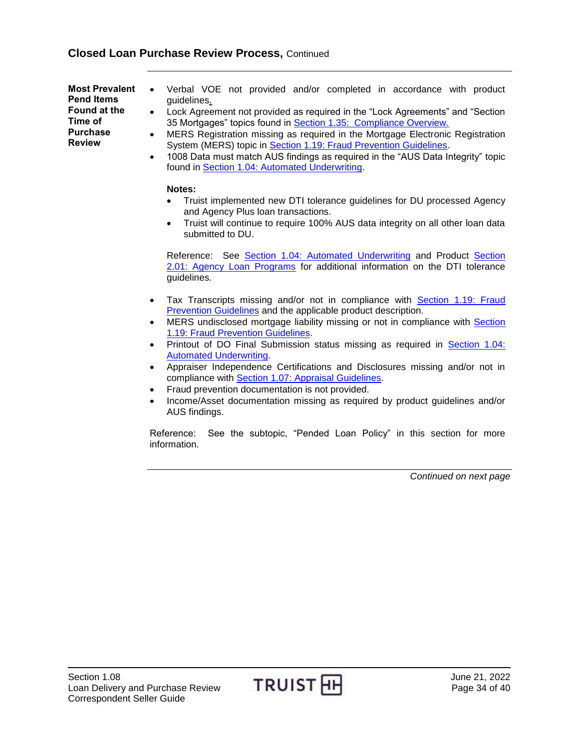## Closed Loan Purchase Review Process, Continued

**Most Prevalent Pend Items Found at the Time of Purchase Review**

- Verbal VOE not provided and/or completed in accordance with product guidelines.
- Lock Agreement not provided as required in the "Lock Agreements" and "Section 35 Mortgages" topics found in Section 1.35: Compliance Overview.
- MERS Registration missing as required in the Mortgage Electronic Registration System (MERS) topic in Section 1.19: Fraud Prevention Guidelines.
- 1008 Data must match AUS findings as required in the "AUS Data Integrity" topic found in Section 1.04: Automated Underwriting.

**Notes:**

- Truist implemented new DTI tolerance guidelines for DU processed Agency and Agency Plus loan transactions.
- Truist will continue to require 100% AUS data integrity on all other loan data submitted to DU.

Reference: See Section 1.04: Automated Underwriting and Product Section 2.01: Agency Loan Programs for additional information on the DTI tolerance guidelines.

- Tax Transcripts missing and/or not in compliance with Section 1.19: Fraud Prevention Guidelines and the applicable product description.
- MERS undisclosed mortgage liability missing or not in compliance with Section 1.19: Fraud Prevention Guidelines.
- Printout of DO Final Submission status missing as required in Section 1.04: Automated Underwriting.
- Appraiser Independence Certifications and Disclosures missing and/or not in compliance with Section 1.07: Appraisal Guidelines.
- Fraud prevention documentation is not provided.
- Income/Asset documentation missing as required by product guidelines and/or AUS findings.

Reference: See the subtopic, "Pended Loan Policy" in this section for more information.

*Continued on next page*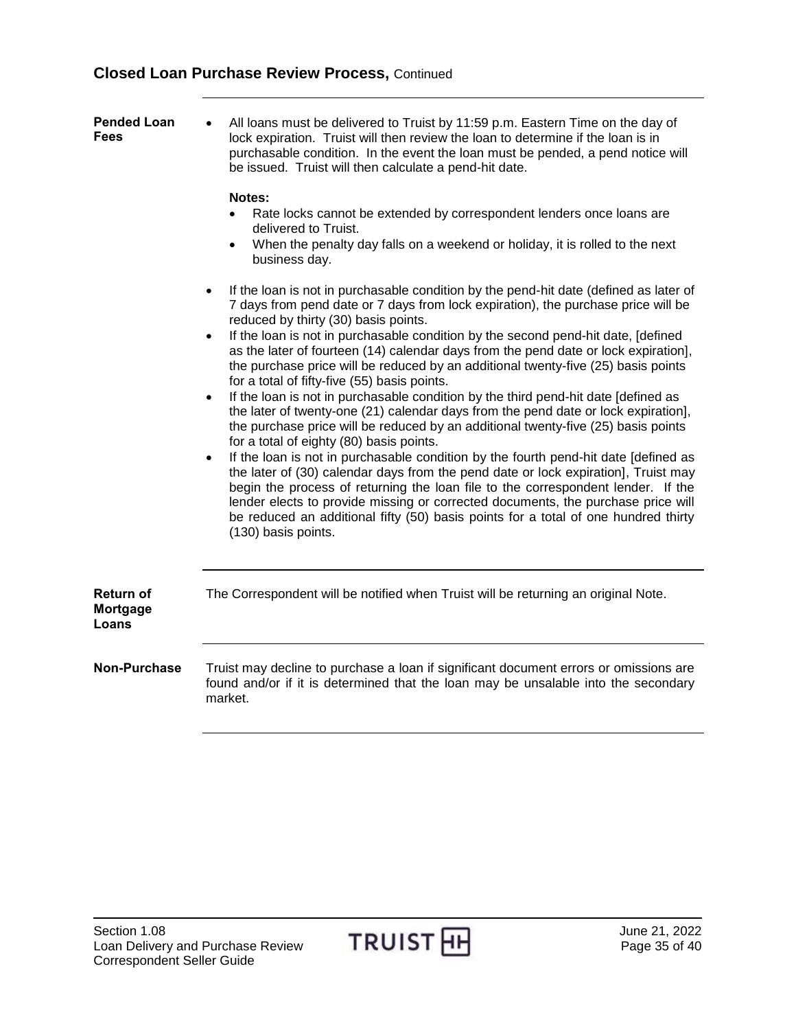## Closed Loan Purchase Review Process, Continued

**Pended Loan Fees**

- All loans must be delivered to Truist by 11:59 p.m. Eastern Time on the day of lock expiration. Truist will then review the loan to determine if the loan is in purchasable condition. In the event the loan must be pended, a pend notice will be issued. Truist will then calculate a pend-hit date.

  **Notes:**
  - Rate locks cannot be extended by correspondent lenders once loans are delivered to Truist.
  - When the penalty day falls on a weekend or holiday, it is rolled to the next business day.

- If the loan is not in purchasable condition by the pend-hit date (defined as later of 7 days from pend date or 7 days from lock expiration), the purchase price will be reduced by thirty (30) basis points.
- If the loan is not in purchasable condition by the second pend-hit date, [defined as the later of fourteen (14) calendar days from the pend date or lock expiration], the purchase price will be reduced by an additional twenty-five (25) basis points for a total of fifty-five (55) basis points.
- If the loan is not in purchasable condition by the third pend-hit date [defined as the later of twenty-one (21) calendar days from the pend date or lock expiration], the purchase price will be reduced by an additional twenty-five (25) basis points for a total of eighty (80) basis points.
- If the loan is not in purchasable condition by the fourth pend-hit date [defined as the later of (30) calendar days from the pend date or lock expiration], Truist may begin the process of returning the loan file to the correspondent lender. If the lender elects to provide missing or corrected documents, the purchase price will be reduced an additional fifty (50) basis points for a total of one hundred thirty (130) basis points.

**Return of Mortgage Loans**

The Correspondent will be notified when Truist will be returning an original Note.

**Non-Purchase**

Truist may decline to purchase a loan if significant document errors or omissions are found and/or if it is determined that the loan may be unsalable into the secondary market.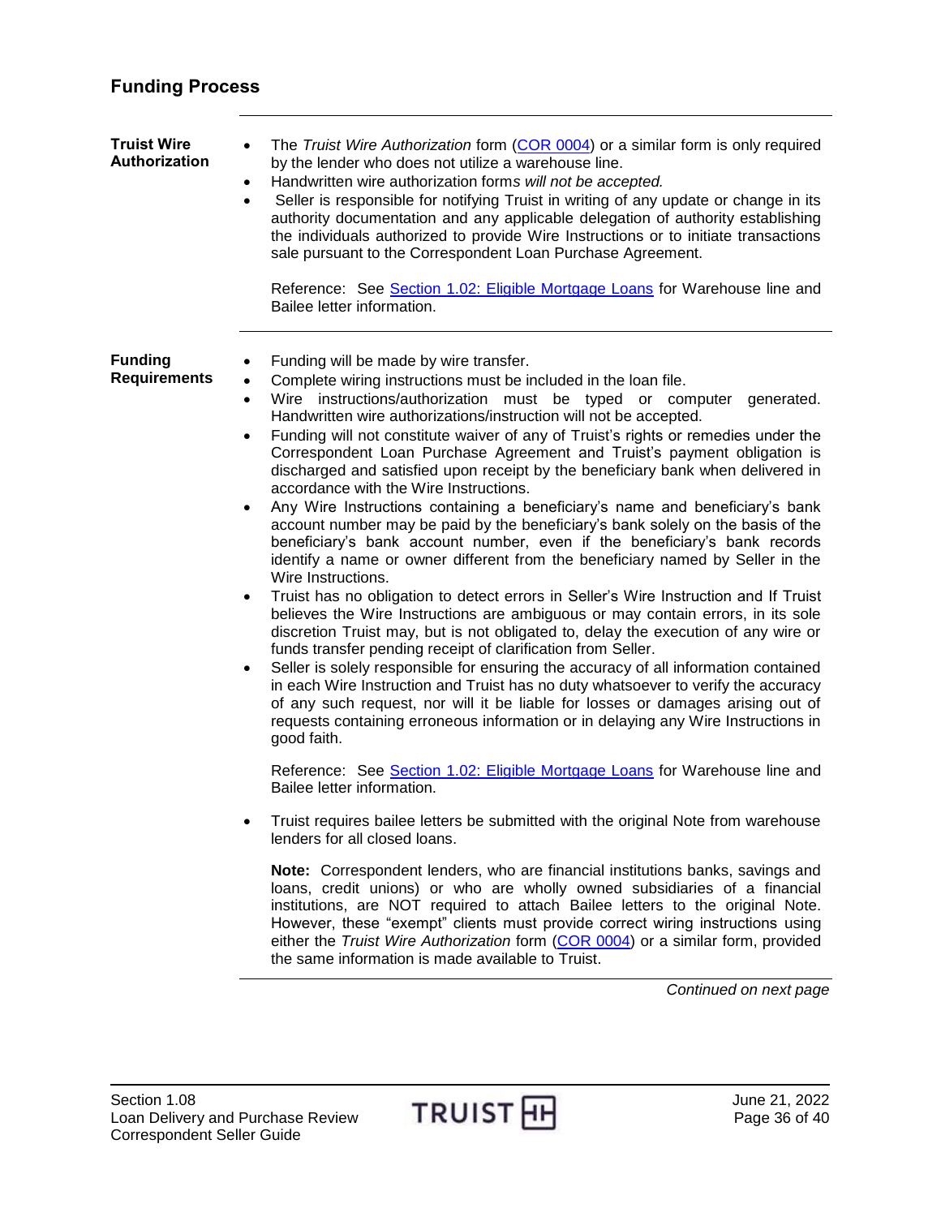## Funding Process

### Truist Wire Authorization

- The *Truist Wire Authorization* form (COR 0004) or a similar form is only required by the lender who does not utilize a warehouse line.
- Handwritten wire authorization form*s will not be accepted.*
- Seller is responsible for notifying Truist in writing of any update or change in its authority documentation and any applicable delegation of authority establishing the individuals authorized to provide Wire Instructions or to initiate transactions sale pursuant to the Correspondent Loan Purchase Agreement.

Reference: See Section 1.02: Eligible Mortgage Loans for Warehouse line and Bailee letter information.

### Funding Requirements

- Funding will be made by wire transfer.
- Complete wiring instructions must be included in the loan file.
- Wire instructions/authorization must be typed or computer generated. Handwritten wire authorizations/instruction will not be accepted.
- Funding will not constitute waiver of any of Truist's rights or remedies under the Correspondent Loan Purchase Agreement and Truist's payment obligation is discharged and satisfied upon receipt by the beneficiary bank when delivered in accordance with the Wire Instructions.
- Any Wire Instructions containing a beneficiary's name and beneficiary's bank account number may be paid by the beneficiary's bank solely on the basis of the beneficiary's bank account number, even if the beneficiary's bank records identify a name or owner different from the beneficiary named by Seller in the Wire Instructions.
- Truist has no obligation to detect errors in Seller's Wire Instruction and If Truist believes the Wire Instructions are ambiguous or may contain errors, in its sole discretion Truist may, but is not obligated to, delay the execution of any wire or funds transfer pending receipt of clarification from Seller.
- Seller is solely responsible for ensuring the accuracy of all information contained in each Wire Instruction and Truist has no duty whatsoever to verify the accuracy of any such request, nor will it be liable for losses or damages arising out of requests containing erroneous information or in delaying any Wire Instructions in good faith.

Reference: See Section 1.02: Eligible Mortgage Loans for Warehouse line and Bailee letter information.

- Truist requires bailee letters be submitted with the original Note from warehouse lenders for all closed loans.

**Note:** Correspondent lenders, who are financial institutions banks, savings and loans, credit unions) or who are wholly owned subsidiaries of a financial institutions, are NOT required to attach Bailee letters to the original Note. However, these "exempt" clients must provide correct wiring instructions using either the *Truist Wire Authorization* form (COR 0004) or a similar form, provided the same information is made available to Truist.

*Continued on next page*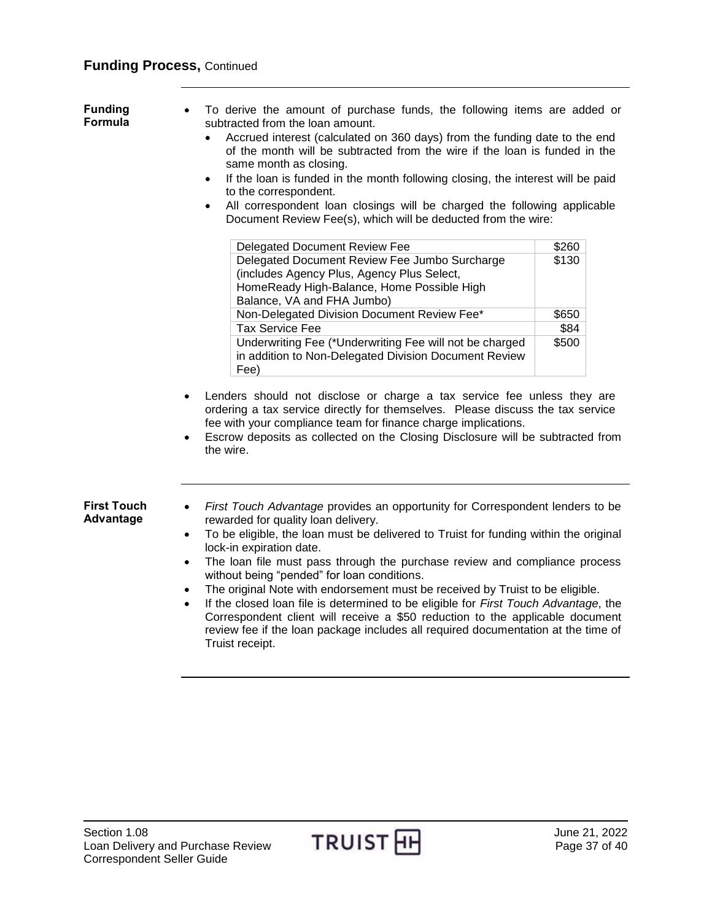## Funding Process, Continued

**Funding Formula**

- To derive the amount of purchase funds, the following items are added or subtracted from the loan amount.
  - Accrued interest (calculated on 360 days) from the funding date to the end of the month will be subtracted from the wire if the loan is funded in the same month as closing.
  - If the loan is funded in the month following closing, the interest will be paid to the correspondent.
  - All correspondent loan closings will be charged the following applicable Document Review Fee(s), which will be deducted from the wire:

| | |
|---|---|
| Delegated Document Review Fee | \$260 |
| Delegated Document Review Fee Jumbo Surcharge (includes Agency Plus, Agency Plus Select, HomeReady High-Balance, Home Possible High Balance, VA and FHA Jumbo) | \$130 |
| Non-Delegated Division Document Review Fee* | \$650 |
| Tax Service Fee | \$84 |
| Underwriting Fee (*Underwriting Fee will not be charged in addition to Non-Delegated Division Document Review Fee) | \$500 |

- Lenders should not disclose or charge a tax service fee unless they are ordering a tax service directly for themselves. Please discuss the tax service fee with your compliance team for finance charge implications.
- Escrow deposits as collected on the Closing Disclosure will be subtracted from the wire.

**First Touch Advantage**

- *First Touch Advantage* provides an opportunity for Correspondent lenders to be rewarded for quality loan delivery.
- To be eligible, the loan must be delivered to Truist for funding within the original lock-in expiration date.
- The loan file must pass through the purchase review and compliance process without being "pended" for loan conditions.
- The original Note with endorsement must be received by Truist to be eligible.
- If the closed loan file is determined to be eligible for *First Touch Advantage*, the Correspondent client will receive a \$50 reduction to the applicable document review fee if the loan package includes all required documentation at the time of Truist receipt.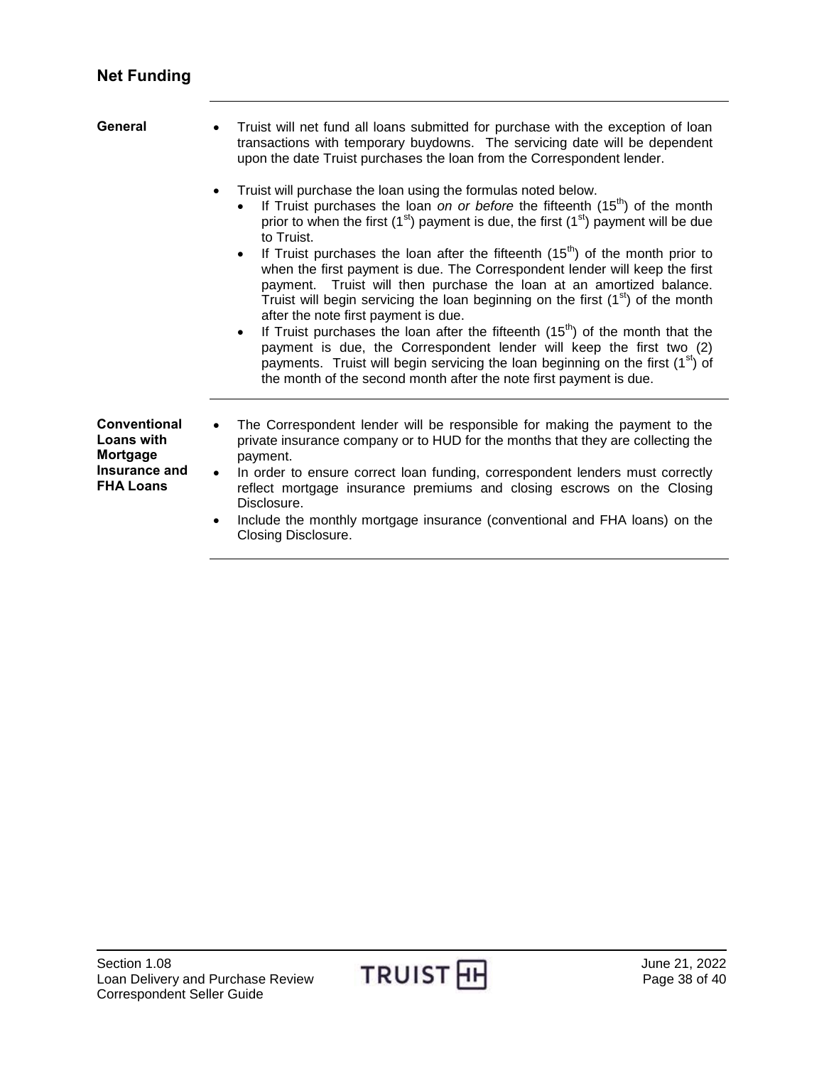## Net Funding

**General**

- Truist will net fund all loans submitted for purchase with the exception of loan transactions with temporary buydowns. The servicing date will be dependent upon the date Truist purchases the loan from the Correspondent lender.
- Truist will purchase the loan using the formulas noted below.
  - If Truist purchases the loan *on or before* the fifteenth (15th) of the month prior to when the first (1st) payment is due, the first (1st) payment will be due to Truist.
  - If Truist purchases the loan after the fifteenth (15th) of the month prior to when the first payment is due. The Correspondent lender will keep the first payment. Truist will then purchase the loan at an amortized balance. Truist will begin servicing the loan beginning on the first (1st) of the month after the note first payment is due.
  - If Truist purchases the loan after the fifteenth (15th) of the month that the payment is due, the Correspondent lender will keep the first two (2) payments. Truist will begin servicing the loan beginning on the first (1st) of the month of the second month after the note first payment is due.

**Conventional Loans with Mortgage Insurance and FHA Loans**

- The Correspondent lender will be responsible for making the payment to the private insurance company or to HUD for the months that they are collecting the payment.
- In order to ensure correct loan funding, correspondent lenders must correctly reflect mortgage insurance premiums and closing escrows on the Closing Disclosure.
- Include the monthly mortgage insurance (conventional and FHA loans) on the Closing Disclosure.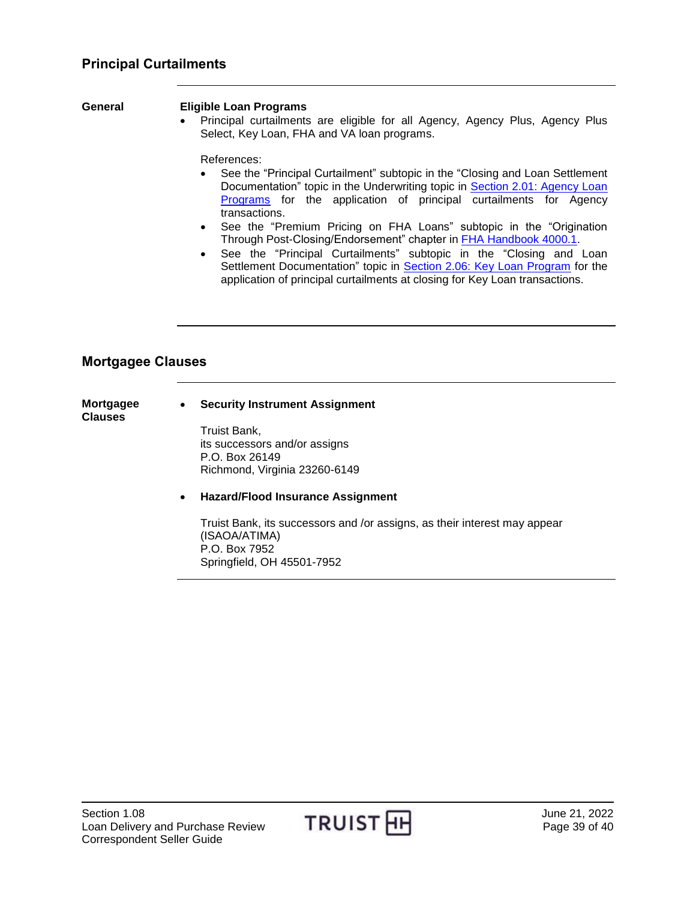## Principal Curtailments

**General**

**Eligible Loan Programs**

- Principal curtailments are eligible for all Agency, Agency Plus, Agency Plus Select, Key Loan, FHA and VA loan programs.

  References:

  - See the "Principal Curtailment" subtopic in the "Closing and Loan Settlement Documentation" topic in the Underwriting topic in Section 2.01: Agency Loan Programs for the application of principal curtailments for Agency transactions.
  - See the "Premium Pricing on FHA Loans" subtopic in the "Origination Through Post-Closing/Endorsement" chapter in FHA Handbook 4000.1.
  - See the "Principal Curtailments" subtopic in the "Closing and Loan Settlement Documentation" topic in Section 2.06: Key Loan Program for the application of principal curtailments at closing for Key Loan transactions.

## Mortgagee Clauses

**Mortgagee Clauses**

- **Security Instrument Assignment**

  Truist Bank,
  its successors and/or assigns
  P.O. Box 26149
  Richmond, Virginia 23260-6149

- **Hazard/Flood Insurance Assignment**

  Truist Bank, its successors and /or assigns, as their interest may appear (ISAOA/ATIMA)
  P.O. Box 7952
  Springfield, OH 45501-7952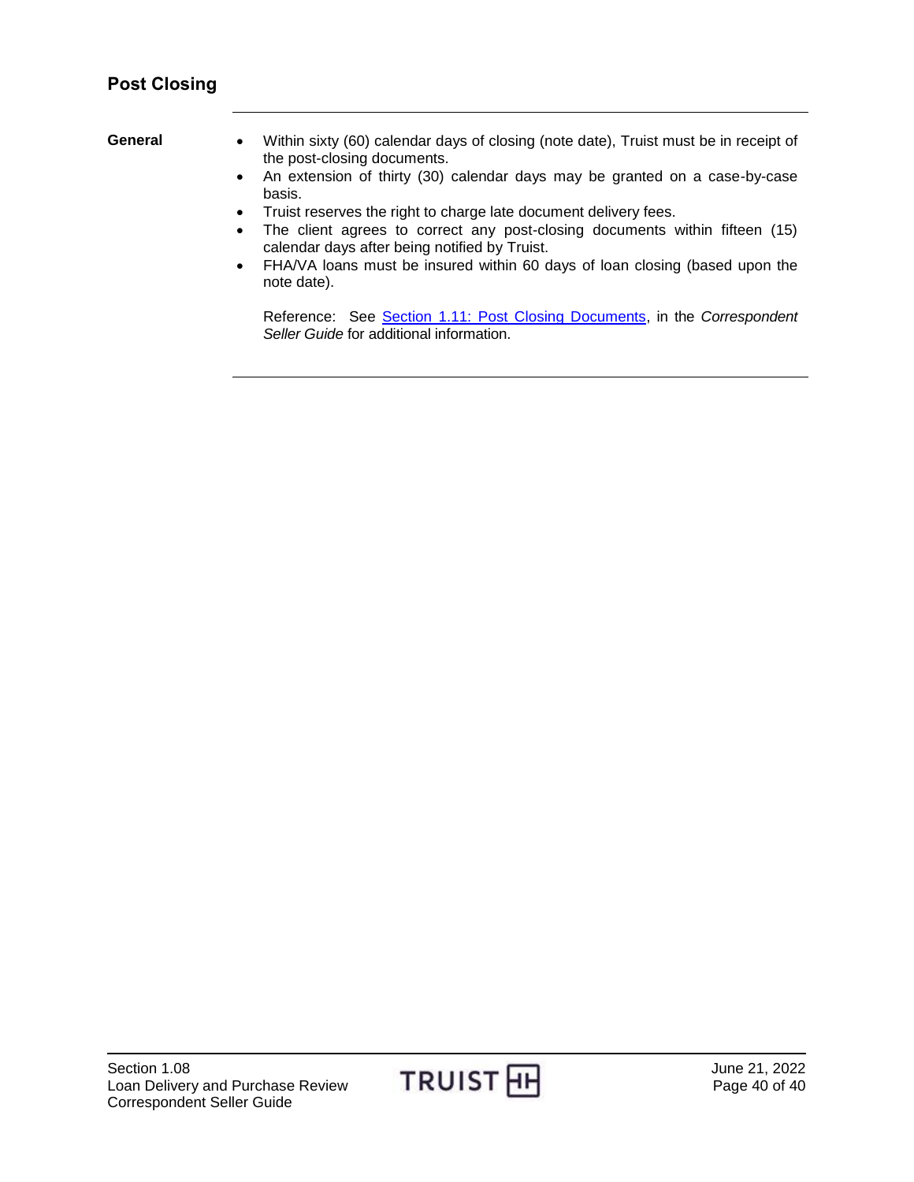## Post Closing

**General**

- Within sixty (60) calendar days of closing (note date), Truist must be in receipt of the post-closing documents.
- An extension of thirty (30) calendar days may be granted on a case-by-case basis.
- Truist reserves the right to charge late document delivery fees.
- The client agrees to correct any post-closing documents within fifteen (15) calendar days after being notified by Truist.
- FHA/VA loans must be insured within 60 days of loan closing (based upon the note date).

Reference: See Section 1.11: Post Closing Documents, in the *Correspondent Seller Guide* for additional information.